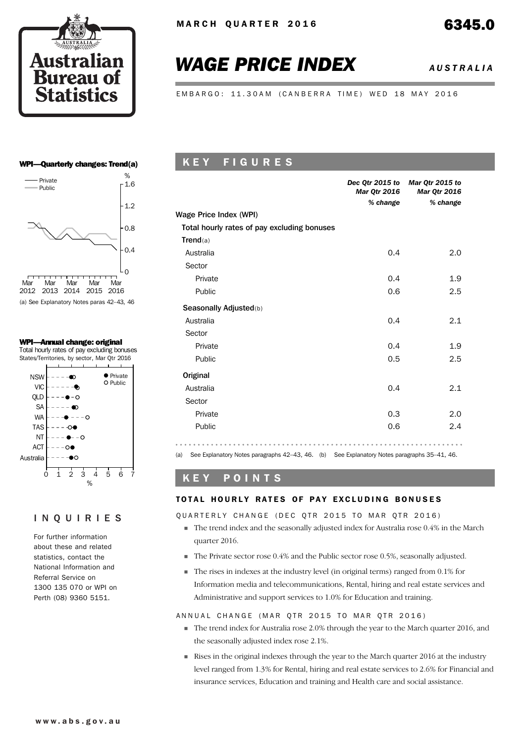MARCH QUARTER 2016

6345.0

# WAGE PRICE INDEX

*AUSTRALIA*

EMBARGO: 11.30AM (CANBERRA TIME) WED 18 MAY 2016

**WPI—Quarterly changes: Trend(a)**

(a) See Explanatory Notes paras 42–43, 46

**WPI—Annual change: original**

Total hourly rates of pay excluding bonuses
States/Territories, by sector, Mar Qtr 2016

## INQUIRIES

For further information about these and related statistics, contact the National Information and Referral Service on 1300 135 070 or WPI on Perth (08) 9360 5151.

## KEY FIGURES

| | Dec Qtr 2015 to Mar Qtr 2016 % change | Mar Qtr 2015 to Mar Qtr 2016 % change |
|---|---|---|
| **Wage Price Index (WPI)** | | |
| Total hourly rates of pay excluding bonuses | | |
| **Trend**(a) | | |
| Australia | 0.4 | 2.0 |
| Sector | | |
| Private | 0.4 | 1.9 |
| Public | 0.6 | 2.5 |
| **Seasonally Adjusted**(b) | | |
| Australia | 0.4 | 2.1 |
| Sector | | |
| Private | 0.4 | 1.9 |
| Public | 0.5 | 2.5 |
| **Original** | | |
| Australia | 0.4 | 2.1 |
| Sector | | |
| Private | 0.3 | 2.0 |
| Public | 0.6 | 2.4 |

(a) See Explanatory Notes paragraphs 42–43, 46. (b) See Explanatory Notes paragraphs 35–41, 46.

## KEY POINTS

### TOTAL HOURLY RATES OF PAY EXCLUDING BONUSES

QUARTERLY CHANGE (DEC QTR 2015 TO MAR QTR 2016)

- The trend index and the seasonally adjusted index for Australia rose 0.4% in the March quarter 2016.
- The Private sector rose 0.4% and the Public sector rose 0.5%, seasonally adjusted.
- The rises in indexes at the industry level (in original terms) ranged from 0.1% for Information media and telecommunications, Rental, hiring and real estate services and Administrative and support services to 1.0% for Education and training.

ANNUAL CHANGE (MAR QTR 2015 TO MAR QTR 2016)

- The trend index for Australia rose 2.0% through the year to the March quarter 2016, and the seasonally adjusted index rose 2.1%.
- Rises in the original indexes through the year to the March quarter 2016 at the industry level ranged from 1.3% for Rental, hiring and real estate services to 2.6% for Financial and insurance services, Education and training and Health care and social assistance.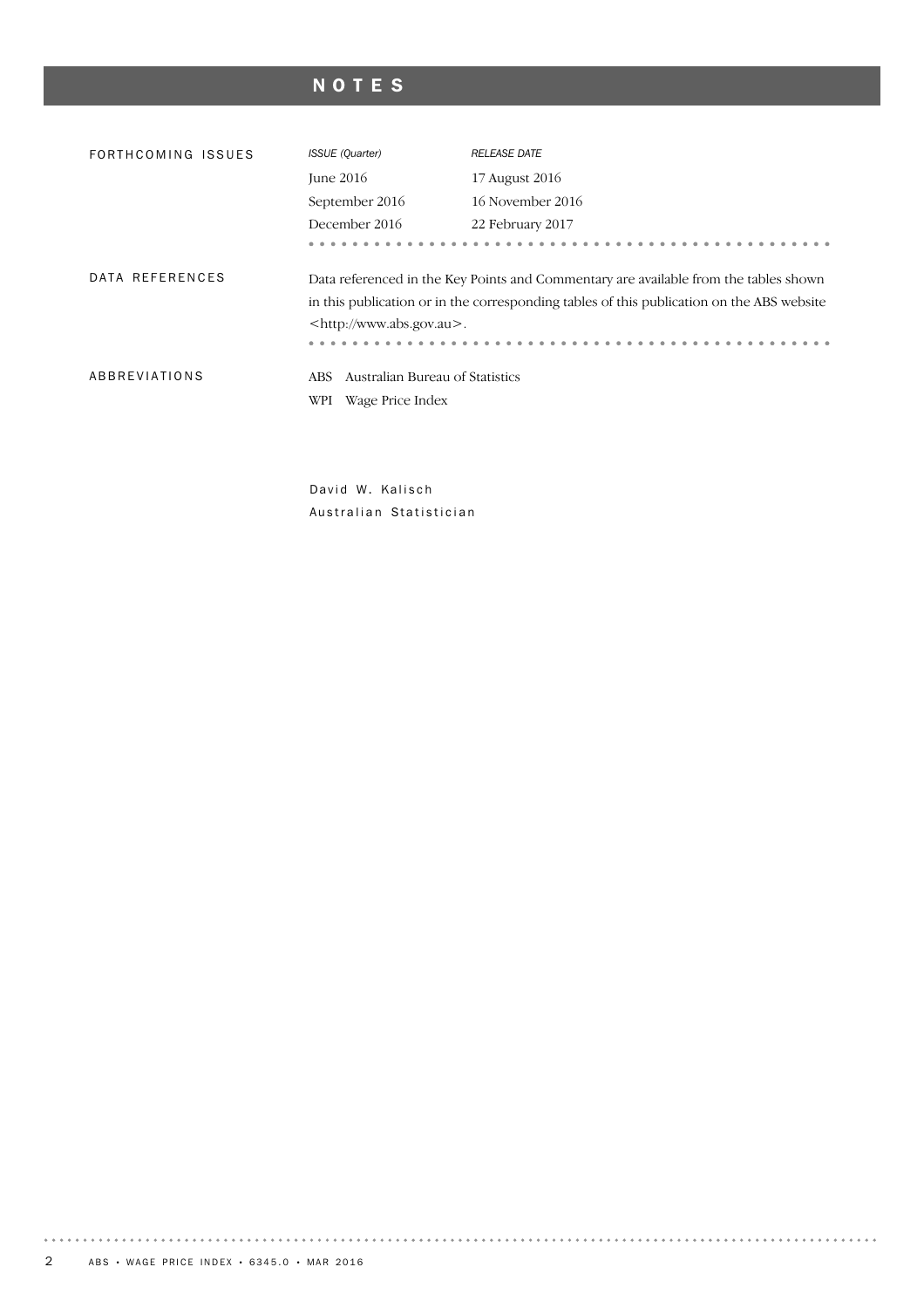# NOTES

## FORTHCOMING ISSUES

| *ISSUE (Quarter)* | *RELEASE DATE* |
|---|---|
| June 2016 | 17 August 2016 |
| September 2016 | 16 November 2016 |
| December 2016 | 22 February 2017 |

## DATA REFERENCES

Data referenced in the Key Points and Commentary are available from the tables shown in this publication or in the corresponding tables of this publication on the ABS website <http://www.abs.gov.au>.

## ABBREVIATIONS

ABS Australian Bureau of Statistics

WPI Wage Price Index

David W. Kalisch
Australian Statistician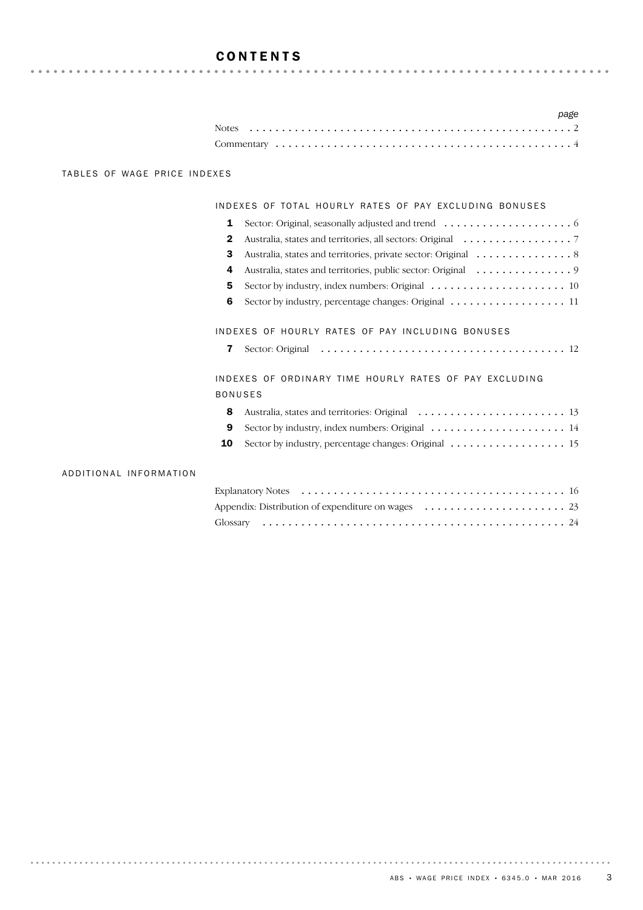# CONTENTS

| | | *page* |
|---|---|---|
| | Notes | 2 |
| | Commentary | 4 |

## TABLES OF WAGE PRICE INDEXES

### INDEXES OF TOTAL HOURLY RATES OF PAY EXCLUDING BONUSES

| | | page |
|---|---|---|
| **1** | Sector: Original, seasonally adjusted and trend | 6 |
| **2** | Australia, states and territories, all sectors: Original | 7 |
| **3** | Australia, states and territories, private sector: Original | 8 |
| **4** | Australia, states and territories, public sector: Original | 9 |
| **5** | Sector by industry, index numbers: Original | 10 |
| **6** | Sector by industry, percentage changes: Original | 11 |

### INDEXES OF HOURLY RATES OF PAY INCLUDING BONUSES

| | | page |
|---|---|---|
| **7** | Sector: Original | 12 |

### INDEXES OF ORDINARY TIME HOURLY RATES OF PAY EXCLUDING BONUSES

| | | page |
|---|---|---|
| **8** | Australia, states and territories: Original | 13 |
| **9** | Sector by industry, index numbers: Original | 14 |
| **10** | Sector by industry, percentage changes: Original | 15 |

## ADDITIONAL INFORMATION

| | page |
|---|---|
| Explanatory Notes | 16 |
| Appendix: Distribution of expenditure on wages | 23 |
| Glossary | 24 |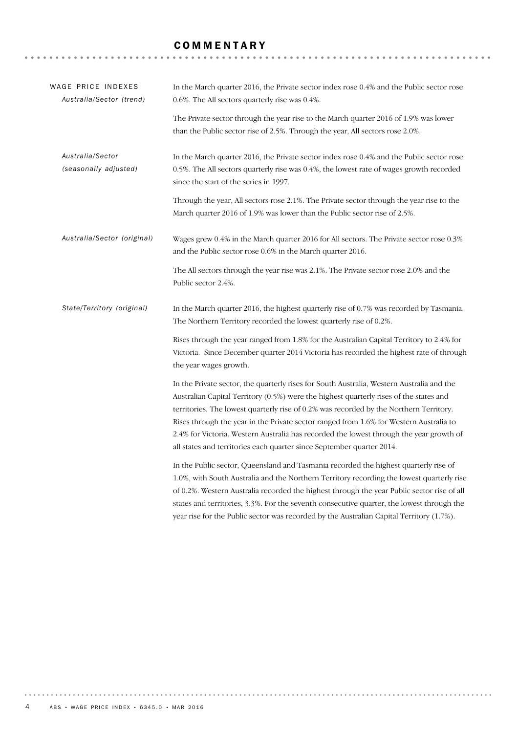# COMMENTARY

## WAGE PRICE INDEXES

### *Australia/Sector (trend)*

In the March quarter 2016, the Private sector index rose 0.4% and the Public sector rose 0.6%. The All sectors quarterly rise was 0.4%.

The Private sector through the year rise to the March quarter 2016 of 1.9% was lower than the Public sector rise of 2.5%. Through the year, All sectors rose 2.0%.

### *Australia/Sector (seasonally adjusted)*

In the March quarter 2016, the Private sector index rose 0.4% and the Public sector rose 0.5%. The All sectors quarterly rise was 0.4%, the lowest rate of wages growth recorded since the start of the series in 1997.

Through the year, All sectors rose 2.1%. The Private sector through the year rise to the March quarter 2016 of 1.9% was lower than the Public sector rise of 2.5%.

### *Australia/Sector (original)*

Wages grew 0.4% in the March quarter 2016 for All sectors. The Private sector rose 0.3% and the Public sector rose 0.6% in the March quarter 2016.

The All sectors through the year rise was 2.1%. The Private sector rose 2.0% and the Public sector 2.4%.

### *State/Territory (original)*

In the March quarter 2016, the highest quarterly rise of 0.7% was recorded by Tasmania. The Northern Territory recorded the lowest quarterly rise of 0.2%.

Rises through the year ranged from 1.8% for the Australian Capital Territory to 2.4% for Victoria. Since December quarter 2014 Victoria has recorded the highest rate of through the year wages growth.

In the Private sector, the quarterly rises for South Australia, Western Australia and the Australian Capital Territory (0.5%) were the highest quarterly rises of the states and territories. The lowest quarterly rise of 0.2% was recorded by the Northern Territory. Rises through the year in the Private sector ranged from 1.6% for Western Australia to 2.4% for Victoria. Western Australia has recorded the lowest through the year growth of all states and territories each quarter since September quarter 2014.

In the Public sector, Queensland and Tasmania recorded the highest quarterly rise of 1.0%, with South Australia and the Northern Territory recording the lowest quarterly rise of 0.2%. Western Australia recorded the highest through the year Public sector rise of all states and territories, 3.3%. For the seventh consecutive quarter, the lowest through the year rise for the Public sector was recorded by the Australian Capital Territory (1.7%).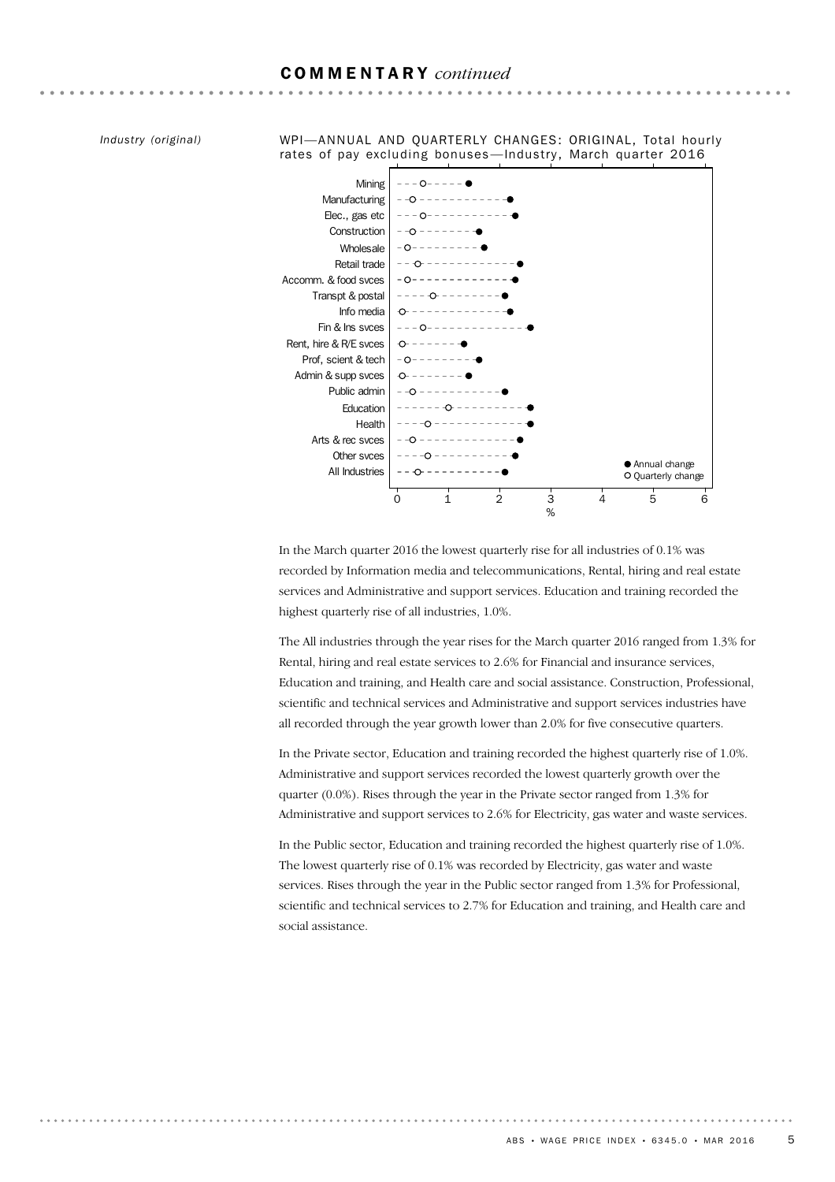## COMMENTARY *continued*

*Industry (original)*

WPI—ANNUAL AND QUARTERLY CHANGES: ORIGINAL, Total hourly rates of pay excluding bonuses—Industry, March quarter 2016

In the March quarter 2016 the lowest quarterly rise for all industries of 0.1% was recorded by Information media and telecommunications, Rental, hiring and real estate services and Administrative and support services. Education and training recorded the highest quarterly rise of all industries, 1.0%.

The All industries through the year rises for the March quarter 2016 ranged from 1.3% for Rental, hiring and real estate services to 2.6% for Financial and insurance services, Education and training, and Health care and social assistance. Construction, Professional, scientific and technical services and Administrative and support services industries have all recorded through the year growth lower than 2.0% for five consecutive quarters.

In the Private sector, Education and training recorded the highest quarterly rise of 1.0%. Administrative and support services recorded the lowest quarterly growth over the quarter (0.0%). Rises through the year in the Private sector ranged from 1.3% for Administrative and support services to 2.6% for Electricity, gas water and waste services.

In the Public sector, Education and training recorded the highest quarterly rise of 1.0%. The lowest quarterly rise of 0.1% was recorded by Electricity, gas water and waste services. Rises through the year in the Public sector ranged from 1.3% for Professional, scientific and technical services to 2.7% for Education and training, and Health care and social assistance.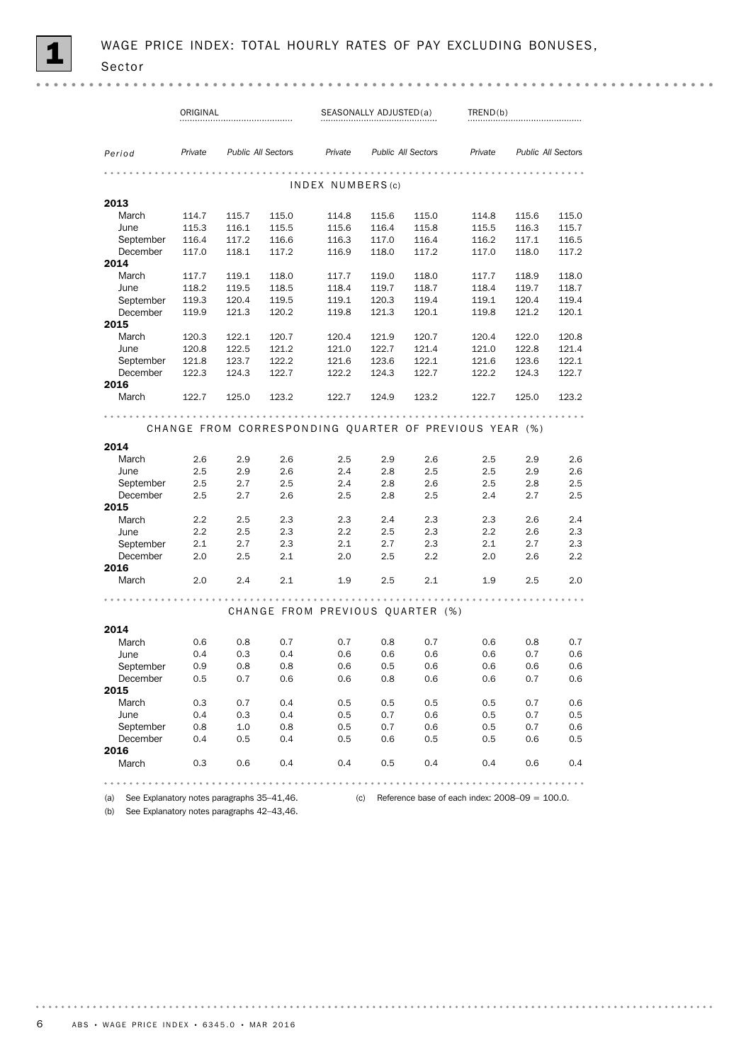# 1 WAGE PRICE INDEX: TOTAL HOURLY RATES OF PAY EXCLUDING BONUSES, Sector

| | ORIGINAL | | | SEASONALLY ADJUSTED(a) | | | TREND(b) | | |
|---|---|---|---|---|---|---|---|---|---|
| *Period* | *Private* | *Public* | *All Sectors* | *Private* | *Public* | *All Sectors* | *Private* | *Public* | *All Sectors* |
| | | | | INDEX NUMBERS(c) | | | | | |
| **2013** | | | | | | | | | |
| March | 114.7 | 115.7 | 115.0 | 114.8 | 115.6 | 115.0 | 114.8 | 115.6 | 115.0 |
| June | 115.3 | 116.1 | 115.5 | 115.6 | 116.4 | 115.8 | 115.5 | 116.3 | 115.7 |
| September | 116.4 | 117.2 | 116.6 | 116.3 | 117.0 | 116.4 | 116.2 | 117.1 | 116.5 |
| December | 117.0 | 118.1 | 117.2 | 116.9 | 118.0 | 117.2 | 117.0 | 118.0 | 117.2 |
| **2014** | | | | | | | | | |
| March | 117.7 | 119.1 | 118.0 | 117.7 | 119.0 | 118.0 | 117.7 | 118.9 | 118.0 |
| June | 118.2 | 119.5 | 118.5 | 118.4 | 119.7 | 118.7 | 118.4 | 119.7 | 118.7 |
| September | 119.3 | 120.4 | 119.5 | 119.1 | 120.3 | 119.4 | 119.1 | 120.4 | 119.4 |
| December | 119.9 | 121.3 | 120.2 | 119.8 | 121.3 | 120.1 | 119.8 | 121.2 | 120.1 |
| **2015** | | | | | | | | | |
| March | 120.3 | 122.1 | 120.7 | 120.4 | 121.9 | 120.7 | 120.4 | 122.0 | 120.8 |
| June | 120.8 | 122.5 | 121.2 | 121.0 | 122.7 | 121.4 | 121.0 | 122.8 | 121.4 |
| September | 121.8 | 123.7 | 122.2 | 121.6 | 123.6 | 122.1 | 121.6 | 123.6 | 122.1 |
| December | 122.3 | 124.3 | 122.7 | 122.2 | 124.3 | 122.7 | 122.2 | 124.3 | 122.7 |
| **2016** | | | | | | | | | |
| March | 122.7 | 125.0 | 123.2 | 122.7 | 124.9 | 123.2 | 122.7 | 125.0 | 123.2 |
| | | | | CHANGE FROM CORRESPONDING QUARTER OF PREVIOUS YEAR (%) | | | | | |
| **2014** | | | | | | | | | |
| March | 2.6 | 2.9 | 2.6 | 2.5 | 2.9 | 2.6 | 2.5 | 2.9 | 2.6 |
| June | 2.5 | 2.9 | 2.6 | 2.4 | 2.8 | 2.5 | 2.5 | 2.9 | 2.6 |
| September | 2.5 | 2.7 | 2.5 | 2.4 | 2.8 | 2.6 | 2.5 | 2.8 | 2.5 |
| December | 2.5 | 2.7 | 2.6 | 2.5 | 2.8 | 2.5 | 2.4 | 2.7 | 2.5 |
| **2015** | | | | | | | | | |
| March | 2.2 | 2.5 | 2.3 | 2.3 | 2.4 | 2.3 | 2.3 | 2.6 | 2.4 |
| June | 2.2 | 2.5 | 2.3 | 2.2 | 2.5 | 2.3 | 2.2 | 2.6 | 2.3 |
| September | 2.1 | 2.7 | 2.3 | 2.1 | 2.7 | 2.3 | 2.1 | 2.7 | 2.3 |
| December | 2.0 | 2.5 | 2.1 | 2.0 | 2.5 | 2.2 | 2.0 | 2.6 | 2.2 |
| **2016** | | | | | | | | | |
| March | 2.0 | 2.4 | 2.1 | 1.9 | 2.5 | 2.1 | 1.9 | 2.5 | 2.0 |
| | | | | CHANGE FROM PREVIOUS QUARTER (%) | | | | | |
| **2014** | | | | | | | | | |
| March | 0.6 | 0.8 | 0.7 | 0.7 | 0.8 | 0.7 | 0.6 | 0.8 | 0.7 |
| June | 0.4 | 0.3 | 0.4 | 0.6 | 0.6 | 0.6 | 0.6 | 0.7 | 0.6 |
| September | 0.9 | 0.8 | 0.8 | 0.6 | 0.5 | 0.6 | 0.6 | 0.6 | 0.6 |
| December | 0.5 | 0.7 | 0.6 | 0.6 | 0.8 | 0.6 | 0.6 | 0.7 | 0.6 |
| **2015** | | | | | | | | | |
| March | 0.3 | 0.7 | 0.4 | 0.5 | 0.5 | 0.5 | 0.5 | 0.7 | 0.6 |
| June | 0.4 | 0.3 | 0.4 | 0.5 | 0.7 | 0.6 | 0.5 | 0.7 | 0.5 |
| September | 0.8 | 1.0 | 0.8 | 0.5 | 0.7 | 0.6 | 0.5 | 0.7 | 0.6 |
| December | 0.4 | 0.5 | 0.4 | 0.5 | 0.6 | 0.5 | 0.5 | 0.6 | 0.5 |
| **2016** | | | | | | | | | |
| March | 0.3 | 0.6 | 0.4 | 0.4 | 0.5 | 0.4 | 0.4 | 0.6 | 0.4 |

(a) See Explanatory notes paragraphs 35–41,46.

(b) See Explanatory notes paragraphs 42–43,46.

(c) Reference base of each index: 2008–09 = 100.0.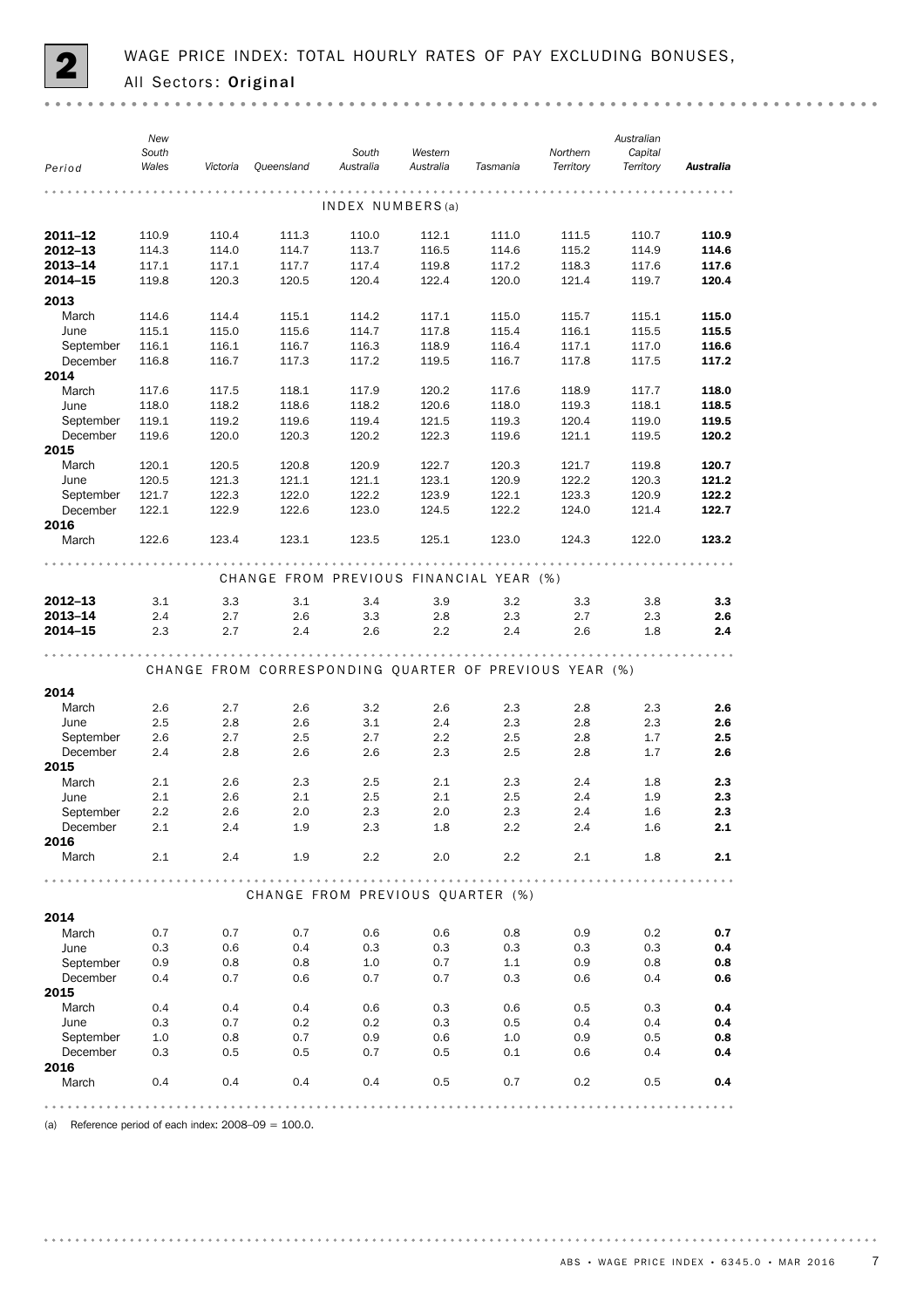## 2 WAGE PRICE INDEX: TOTAL HOURLY RATES OF PAY EXCLUDING BONUSES, All Sectors: Original

| Period | New South Wales | Victoria | Queensland | South Australia | Western Australia | Tasmania | Northern Territory | Australian Capital Territory | **Australia** |
|---|---|---|---|---|---|---|---|---|---|
| **INDEX NUMBERS(a)** | | | | | | | | | |
| **2011–12** | 110.9 | 110.4 | 111.3 | 110.0 | 112.1 | 111.0 | 111.5 | 110.7 | **110.9** |
| **2012–13** | 114.3 | 114.0 | 114.7 | 113.7 | 116.5 | 114.6 | 115.2 | 114.9 | **114.6** |
| **2013–14** | 117.1 | 117.1 | 117.7 | 117.4 | 119.8 | 117.2 | 118.3 | 117.6 | **117.6** |
| **2014–15** | 119.8 | 120.3 | 120.5 | 120.4 | 122.4 | 120.0 | 121.4 | 119.7 | **120.4** |
| **2013** | | | | | | | | | |
| March | 114.6 | 114.4 | 115.1 | 114.2 | 117.1 | 115.0 | 115.7 | 115.1 | **115.0** |
| June | 115.1 | 115.0 | 115.6 | 114.7 | 117.8 | 115.4 | 116.1 | 115.5 | **115.5** |
| September | 116.1 | 116.1 | 116.7 | 116.3 | 118.9 | 116.4 | 117.1 | 117.0 | **116.6** |
| December | 116.8 | 116.7 | 117.3 | 117.2 | 119.5 | 116.7 | 117.8 | 117.5 | **117.2** |
| **2014** | | | | | | | | | |
| March | 117.6 | 117.5 | 118.1 | 117.9 | 120.2 | 117.6 | 118.9 | 117.7 | **118.0** |
| June | 118.0 | 118.2 | 118.6 | 118.2 | 120.6 | 118.0 | 119.3 | 118.1 | **118.5** |
| September | 119.1 | 119.2 | 119.6 | 119.4 | 121.5 | 119.3 | 120.4 | 119.0 | **119.5** |
| December | 119.6 | 120.0 | 120.3 | 120.2 | 122.3 | 119.6 | 121.1 | 119.5 | **120.2** |
| **2015** | | | | | | | | | |
| March | 120.1 | 120.5 | 120.8 | 120.9 | 122.7 | 120.3 | 121.7 | 119.8 | **120.7** |
| June | 120.5 | 121.3 | 121.1 | 121.1 | 123.1 | 120.9 | 122.2 | 120.3 | **121.2** |
| September | 121.7 | 122.3 | 122.0 | 122.2 | 123.9 | 122.1 | 123.3 | 120.9 | **122.2** |
| December | 122.1 | 122.9 | 122.6 | 123.0 | 124.5 | 122.2 | 124.0 | 121.4 | **122.7** |
| **2016** | | | | | | | | | |
| March | 122.6 | 123.4 | 123.1 | 123.5 | 125.1 | 123.0 | 124.3 | 122.0 | **123.2** |
| **CHANGE FROM PREVIOUS FINANCIAL YEAR (%)** | | | | | | | | | |
| **2012–13** | 3.1 | 3.3 | 3.1 | 3.4 | 3.9 | 3.2 | 3.3 | 3.8 | **3.3** |
| **2013–14** | 2.4 | 2.7 | 2.6 | 3.3 | 2.8 | 2.3 | 2.7 | 2.3 | **2.6** |
| **2014–15** | 2.3 | 2.7 | 2.4 | 2.6 | 2.2 | 2.4 | 2.6 | 1.8 | **2.4** |
| **CHANGE FROM CORRESPONDING QUARTER OF PREVIOUS YEAR (%)** | | | | | | | | | |
| **2014** | | | | | | | | | |
| March | 2.6 | 2.7 | 2.6 | 3.2 | 2.6 | 2.3 | 2.8 | 2.3 | **2.6** |
| June | 2.5 | 2.8 | 2.6 | 3.1 | 2.4 | 2.3 | 2.8 | 2.3 | **2.6** |
| September | 2.6 | 2.7 | 2.5 | 2.7 | 2.2 | 2.5 | 2.8 | 1.7 | **2.5** |
| December | 2.4 | 2.8 | 2.6 | 2.6 | 2.3 | 2.5 | 2.8 | 1.7 | **2.6** |
| **2015** | | | | | | | | | |
| March | 2.1 | 2.6 | 2.3 | 2.5 | 2.1 | 2.3 | 2.4 | 1.8 | **2.3** |
| June | 2.1 | 2.6 | 2.1 | 2.5 | 2.1 | 2.5 | 2.4 | 1.9 | **2.3** |
| September | 2.2 | 2.6 | 2.0 | 2.3 | 2.0 | 2.3 | 2.4 | 1.6 | **2.3** |
| December | 2.1 | 2.4 | 1.9 | 2.3 | 1.8 | 2.2 | 2.4 | 1.6 | **2.1** |
| **2016** | | | | | | | | | |
| March | 2.1 | 2.4 | 1.9 | 2.2 | 2.0 | 2.2 | 2.1 | 1.8 | **2.1** |
| **CHANGE FROM PREVIOUS QUARTER (%)** | | | | | | | | | |
| **2014** | | | | | | | | | |
| March | 0.7 | 0.7 | 0.7 | 0.6 | 0.6 | 0.8 | 0.9 | 0.2 | **0.7** |
| June | 0.3 | 0.6 | 0.4 | 0.3 | 0.3 | 0.3 | 0.3 | 0.3 | **0.4** |
| September | 0.9 | 0.8 | 0.8 | 1.0 | 0.7 | 1.1 | 0.9 | 0.8 | **0.8** |
| December | 0.4 | 0.7 | 0.6 | 0.7 | 0.7 | 0.3 | 0.6 | 0.4 | **0.6** |
| **2015** | | | | | | | | | |
| March | 0.4 | 0.4 | 0.4 | 0.6 | 0.3 | 0.6 | 0.5 | 0.3 | **0.4** |
| June | 0.3 | 0.7 | 0.2 | 0.2 | 0.3 | 0.5 | 0.4 | 0.4 | **0.4** |
| September | 1.0 | 0.8 | 0.7 | 0.9 | 0.6 | 1.0 | 0.9 | 0.5 | **0.8** |
| December | 0.3 | 0.5 | 0.5 | 0.7 | 0.5 | 0.1 | 0.6 | 0.4 | **0.4** |
| **2016** | | | | | | | | | |
| March | 0.4 | 0.4 | 0.4 | 0.4 | 0.5 | 0.7 | 0.2 | 0.5 | **0.4** |

(a) Reference period of each index: 2008–09 = 100.0.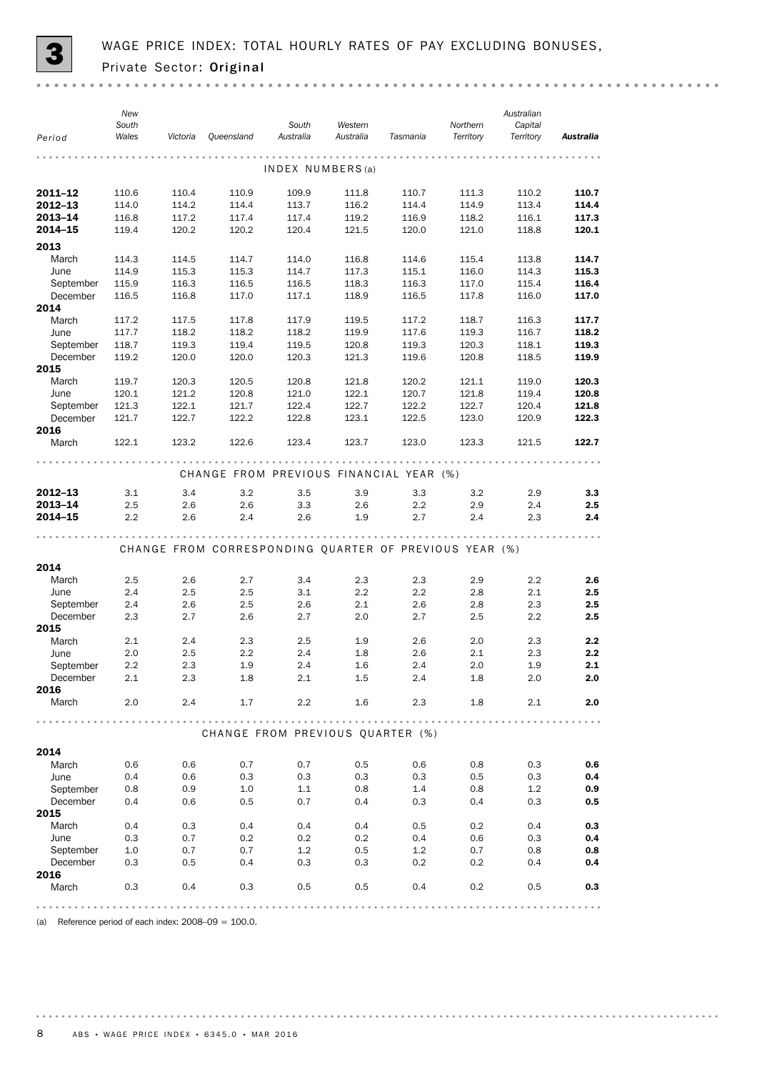## 3 WAGE PRICE INDEX: TOTAL HOURLY RATES OF PAY EXCLUDING BONUSES, Private Sector: **Original**

| Period | New South Wales | Victoria | Queensland | South Australia | Western Australia | Tasmania | Northern Territory | Australian Capital Territory | **Australia** |
|---|---|---|---|---|---|---|---|---|---|
| | | | | INDEX NUMBERS(a) | | | | | |
| **2011–12** | 110.6 | 110.4 | 110.9 | 109.9 | 111.8 | 110.7 | 111.3 | 110.2 | **110.7** |
| **2012–13** | 114.0 | 114.2 | 114.4 | 113.7 | 116.2 | 114.4 | 114.9 | 113.4 | **114.4** |
| **2013–14** | 116.8 | 117.2 | 117.4 | 117.4 | 119.2 | 116.9 | 118.2 | 116.1 | **117.3** |
| **2014–15** | 119.4 | 120.2 | 120.2 | 120.4 | 121.5 | 120.0 | 121.0 | 118.8 | **120.1** |
| **2013** | | | | | | | | | |
| March | 114.3 | 114.5 | 114.7 | 114.0 | 116.8 | 114.6 | 115.4 | 113.8 | **114.7** |
| June | 114.9 | 115.3 | 115.3 | 114.7 | 117.3 | 115.1 | 116.0 | 114.3 | **115.3** |
| September | 115.9 | 116.3 | 116.5 | 116.5 | 118.3 | 116.3 | 117.0 | 115.4 | **116.4** |
| December | 116.5 | 116.8 | 117.0 | 117.1 | 118.9 | 116.5 | 117.8 | 116.0 | **117.0** |
| **2014** | | | | | | | | | |
| March | 117.2 | 117.5 | 117.8 | 117.9 | 119.5 | 117.2 | 118.7 | 116.3 | **117.7** |
| June | 117.7 | 118.2 | 118.2 | 118.2 | 119.9 | 117.6 | 119.3 | 116.7 | **118.2** |
| September | 118.7 | 119.3 | 119.4 | 119.5 | 120.8 | 119.3 | 120.3 | 118.1 | **119.3** |
| December | 119.2 | 120.0 | 120.0 | 120.3 | 121.3 | 119.6 | 120.8 | 118.5 | **119.9** |
| **2015** | | | | | | | | | |
| March | 119.7 | 120.3 | 120.5 | 120.8 | 121.8 | 120.2 | 121.1 | 119.0 | **120.3** |
| June | 120.1 | 121.2 | 120.8 | 121.0 | 122.1 | 120.7 | 121.8 | 119.4 | **120.8** |
| September | 121.3 | 122.1 | 121.7 | 122.4 | 122.7 | 122.2 | 122.7 | 120.4 | **121.8** |
| December | 121.7 | 122.7 | 122.2 | 122.8 | 123.1 | 122.5 | 123.0 | 120.9 | **122.3** |
| **2016** | | | | | | | | | |
| March | 122.1 | 123.2 | 122.6 | 123.4 | 123.7 | 123.0 | 123.3 | 121.5 | **122.7** |
| | | | CHANGE FROM PREVIOUS FINANCIAL YEAR (%) | | | | | | |
| **2012–13** | 3.1 | 3.4 | 3.2 | 3.5 | 3.9 | 3.3 | 3.2 | 2.9 | **3.3** |
| **2013–14** | 2.5 | 2.6 | 2.6 | 3.3 | 2.6 | 2.2 | 2.9 | 2.4 | **2.5** |
| **2014–15** | 2.2 | 2.6 | 2.4 | 2.6 | 1.9 | 2.7 | 2.4 | 2.3 | **2.4** |
| | | CHANGE FROM CORRESPONDING QUARTER OF PREVIOUS YEAR (%) | | | | | | | |
| **2014** | | | | | | | | | |
| March | 2.5 | 2.6 | 2.7 | 3.4 | 2.3 | 2.3 | 2.9 | 2.2 | **2.6** |
| June | 2.4 | 2.5 | 2.5 | 3.1 | 2.2 | 2.2 | 2.8 | 2.1 | **2.5** |
| September | 2.4 | 2.6 | 2.5 | 2.6 | 2.1 | 2.6 | 2.8 | 2.3 | **2.5** |
| December | 2.3 | 2.7 | 2.6 | 2.7 | 2.0 | 2.7 | 2.5 | 2.2 | **2.5** |
| **2015** | | | | | | | | | |
| March | 2.1 | 2.4 | 2.3 | 2.5 | 1.9 | 2.6 | 2.0 | 2.3 | **2.2** |
| June | 2.0 | 2.5 | 2.2 | 2.4 | 1.8 | 2.6 | 2.1 | 2.3 | **2.2** |
| September | 2.2 | 2.3 | 1.9 | 2.4 | 1.6 | 2.4 | 2.0 | 1.9 | **2.1** |
| December | 2.1 | 2.3 | 1.8 | 2.1 | 1.5 | 2.4 | 1.8 | 2.0 | **2.0** |
| **2016** | | | | | | | | | |
| March | 2.0 | 2.4 | 1.7 | 2.2 | 1.6 | 2.3 | 1.8 | 2.1 | **2.0** |
| | | | CHANGE FROM PREVIOUS QUARTER (%) | | | | | | |
| **2014** | | | | | | | | | |
| March | 0.6 | 0.6 | 0.7 | 0.7 | 0.5 | 0.6 | 0.8 | 0.3 | **0.6** |
| June | 0.4 | 0.6 | 0.3 | 0.3 | 0.3 | 0.3 | 0.5 | 0.3 | **0.4** |
| September | 0.8 | 0.9 | 1.0 | 1.1 | 0.8 | 1.4 | 0.8 | 1.2 | **0.9** |
| December | 0.4 | 0.6 | 0.5 | 0.7 | 0.4 | 0.3 | 0.4 | 0.3 | **0.5** |
| **2015** | | | | | | | | | |
| March | 0.4 | 0.3 | 0.4 | 0.4 | 0.4 | 0.5 | 0.2 | 0.4 | **0.3** |
| June | 0.3 | 0.7 | 0.2 | 0.2 | 0.2 | 0.4 | 0.6 | 0.3 | **0.4** |
| September | 1.0 | 0.7 | 0.7 | 1.2 | 0.5 | 1.2 | 0.7 | 0.8 | **0.8** |
| December | 0.3 | 0.5 | 0.4 | 0.3 | 0.3 | 0.2 | 0.2 | 0.4 | **0.4** |
| **2016** | | | | | | | | | |
| March | 0.3 | 0.4 | 0.3 | 0.5 | 0.5 | 0.4 | 0.2 | 0.5 | **0.3** |

(a) Reference period of each index: 2008–09 = 100.0.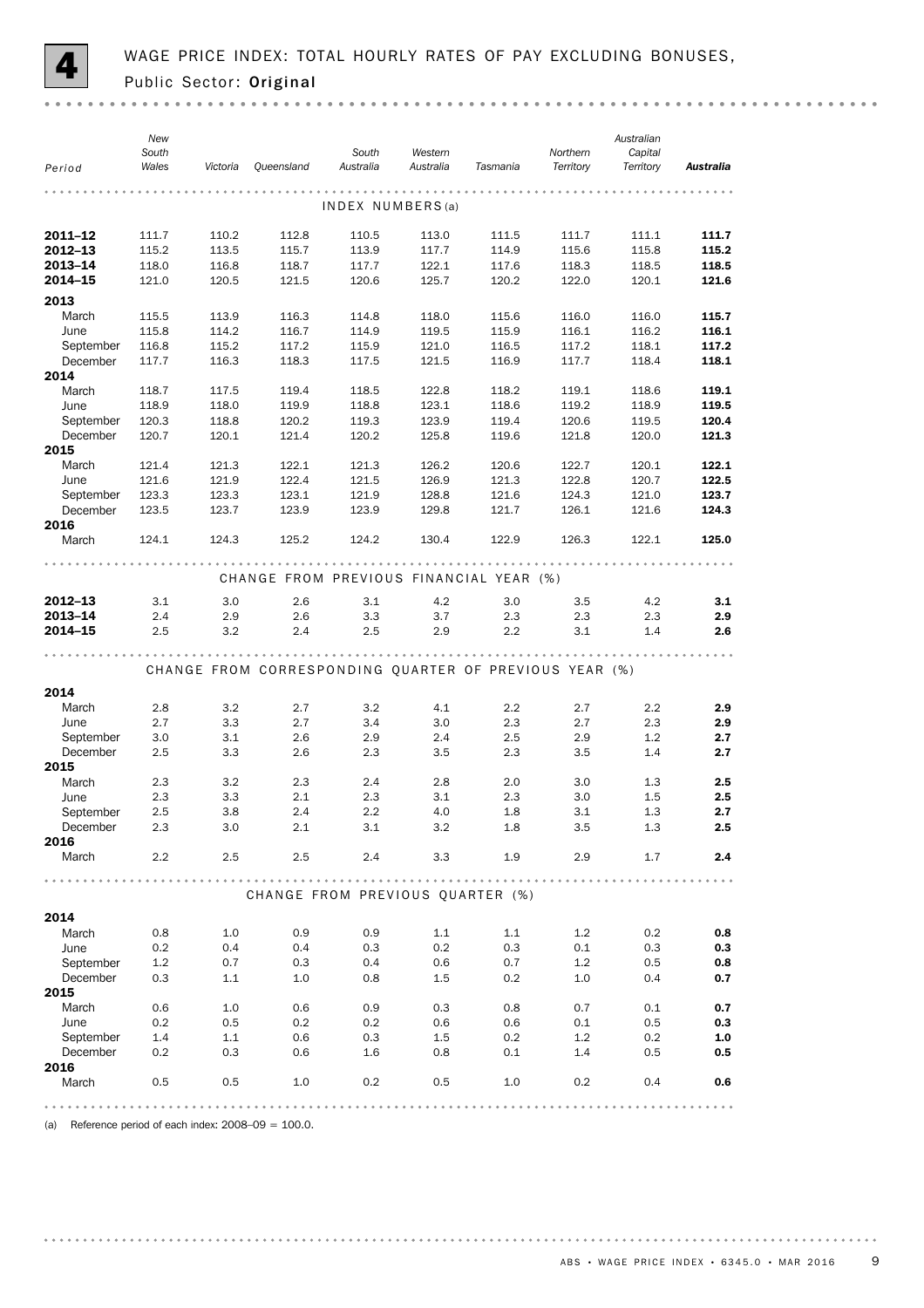# 4 WAGE PRICE INDEX: TOTAL HOURLY RATES OF PAY EXCLUDING BONUSES, Public Sector: **Original**

| Period | New South Wales | Victoria | Queensland | South Australia | Western Australia | Tasmania | Northern Territory | Australian Capital Territory | **Australia** |
|---|---|---|---|---|---|---|---|---|---|
| | | | | INDEX NUMBERS (a) | | | | | |
| **2011–12** | 111.7 | 110.2 | 112.8 | 110.5 | 113.0 | 111.5 | 111.7 | 111.1 | **111.7** |
| **2012–13** | 115.2 | 113.5 | 115.7 | 113.9 | 117.7 | 114.9 | 115.6 | 115.8 | **115.2** |
| **2013–14** | 118.0 | 116.8 | 118.7 | 117.7 | 122.1 | 117.6 | 118.3 | 118.5 | **118.5** |
| **2014–15** | 121.0 | 120.5 | 121.5 | 120.6 | 125.7 | 120.2 | 122.0 | 120.1 | **121.6** |
| **2013** | | | | | | | | | |
| March | 115.5 | 113.9 | 116.3 | 114.8 | 118.0 | 115.6 | 116.0 | 116.0 | **115.7** |
| June | 115.8 | 114.2 | 116.7 | 114.9 | 119.5 | 115.9 | 116.1 | 116.2 | **116.1** |
| September | 116.8 | 115.2 | 117.2 | 115.9 | 121.0 | 116.5 | 117.2 | 118.1 | **117.2** |
| December | 117.7 | 116.3 | 118.3 | 117.5 | 121.5 | 116.9 | 117.7 | 118.4 | **118.1** |
| **2014** | | | | | | | | | |
| March | 118.7 | 117.5 | 119.4 | 118.5 | 122.8 | 118.2 | 119.1 | 118.6 | **119.1** |
| June | 118.9 | 118.0 | 119.9 | 118.8 | 123.1 | 118.6 | 119.2 | 118.9 | **119.5** |
| September | 120.3 | 118.8 | 120.2 | 119.3 | 123.9 | 119.4 | 120.6 | 119.5 | **120.4** |
| December | 120.7 | 120.1 | 121.4 | 120.2 | 125.8 | 119.6 | 121.8 | 120.0 | **121.3** |
| **2015** | | | | | | | | | |
| March | 121.4 | 121.3 | 122.1 | 121.3 | 126.2 | 120.6 | 122.7 | 120.1 | **122.1** |
| June | 121.6 | 121.9 | 122.4 | 121.5 | 126.9 | 121.3 | 122.8 | 120.7 | **122.5** |
| September | 123.3 | 123.3 | 123.1 | 121.9 | 128.8 | 121.6 | 124.3 | 121.0 | **123.7** |
| December | 123.5 | 123.7 | 123.9 | 123.9 | 129.8 | 121.7 | 126.1 | 121.6 | **124.3** |
| **2016** | | | | | | | | | |
| March | 124.1 | 124.3 | 125.2 | 124.2 | 130.4 | 122.9 | 126.3 | 122.1 | **125.0** |
| | | | | CHANGE FROM PREVIOUS FINANCIAL YEAR (%) | | | | | |
| **2012–13** | 3.1 | 3.0 | 2.6 | 3.1 | 4.2 | 3.0 | 3.5 | 4.2 | **3.1** |
| **2013–14** | 2.4 | 2.9 | 2.6 | 3.3 | 3.7 | 2.3 | 2.3 | 2.3 | **2.9** |
| **2014–15** | 2.5 | 3.2 | 2.4 | 2.5 | 2.9 | 2.2 | 3.1 | 1.4 | **2.6** |
| | | | | CHANGE FROM CORRESPONDING QUARTER OF PREVIOUS YEAR (%) | | | | | |
| **2014** | | | | | | | | | |
| March | 2.8 | 3.2 | 2.7 | 3.2 | 4.1 | 2.2 | 2.7 | 2.2 | **2.9** |
| June | 2.7 | 3.3 | 2.7 | 3.4 | 3.0 | 2.3 | 2.7 | 2.3 | **2.9** |
| September | 3.0 | 3.1 | 2.6 | 2.9 | 2.4 | 2.5 | 2.9 | 1.2 | **2.7** |
| December | 2.5 | 3.3 | 2.6 | 2.3 | 3.5 | 2.3 | 3.5 | 1.4 | **2.7** |
| **2015** | | | | | | | | | |
| March | 2.3 | 3.2 | 2.3 | 2.4 | 2.8 | 2.0 | 3.0 | 1.3 | **2.5** |
| June | 2.3 | 3.3 | 2.1 | 2.3 | 3.1 | 2.3 | 3.0 | 1.5 | **2.5** |
| September | 2.5 | 3.8 | 2.4 | 2.2 | 4.0 | 1.8 | 3.1 | 1.3 | **2.7** |
| December | 2.3 | 3.0 | 2.1 | 3.1 | 3.2 | 1.8 | 3.5 | 1.3 | **2.5** |
| **2016** | | | | | | | | | |
| March | 2.2 | 2.5 | 2.5 | 2.4 | 3.3 | 1.9 | 2.9 | 1.7 | **2.4** |
| | | | | CHANGE FROM PREVIOUS QUARTER (%) | | | | | |
| **2014** | | | | | | | | | |
| March | 0.8 | 1.0 | 0.9 | 0.9 | 1.1 | 1.1 | 1.2 | 0.2 | **0.8** |
| June | 0.2 | 0.4 | 0.4 | 0.3 | 0.2 | 0.3 | 0.1 | 0.3 | **0.3** |
| September | 1.2 | 0.7 | 0.3 | 0.4 | 0.6 | 0.7 | 1.2 | 0.5 | **0.8** |
| December | 0.3 | 1.1 | 1.0 | 0.8 | 1.5 | 0.2 | 1.0 | 0.4 | **0.7** |
| **2015** | | | | | | | | | |
| March | 0.6 | 1.0 | 0.6 | 0.9 | 0.3 | 0.8 | 0.7 | 0.1 | **0.7** |
| June | 0.2 | 0.5 | 0.2 | 0.2 | 0.6 | 0.6 | 0.1 | 0.5 | **0.3** |
| September | 1.4 | 1.1 | 0.6 | 0.3 | 1.5 | 0.2 | 1.2 | 0.2 | **1.0** |
| December | 0.2 | 0.3 | 0.6 | 1.6 | 0.8 | 0.1 | 1.4 | 0.5 | **0.5** |
| **2016** | | | | | | | | | |
| March | 0.5 | 0.5 | 1.0 | 0.2 | 0.5 | 1.0 | 0.2 | 0.4 | **0.6** |

(a) Reference period of each index: 2008–09 = 100.0.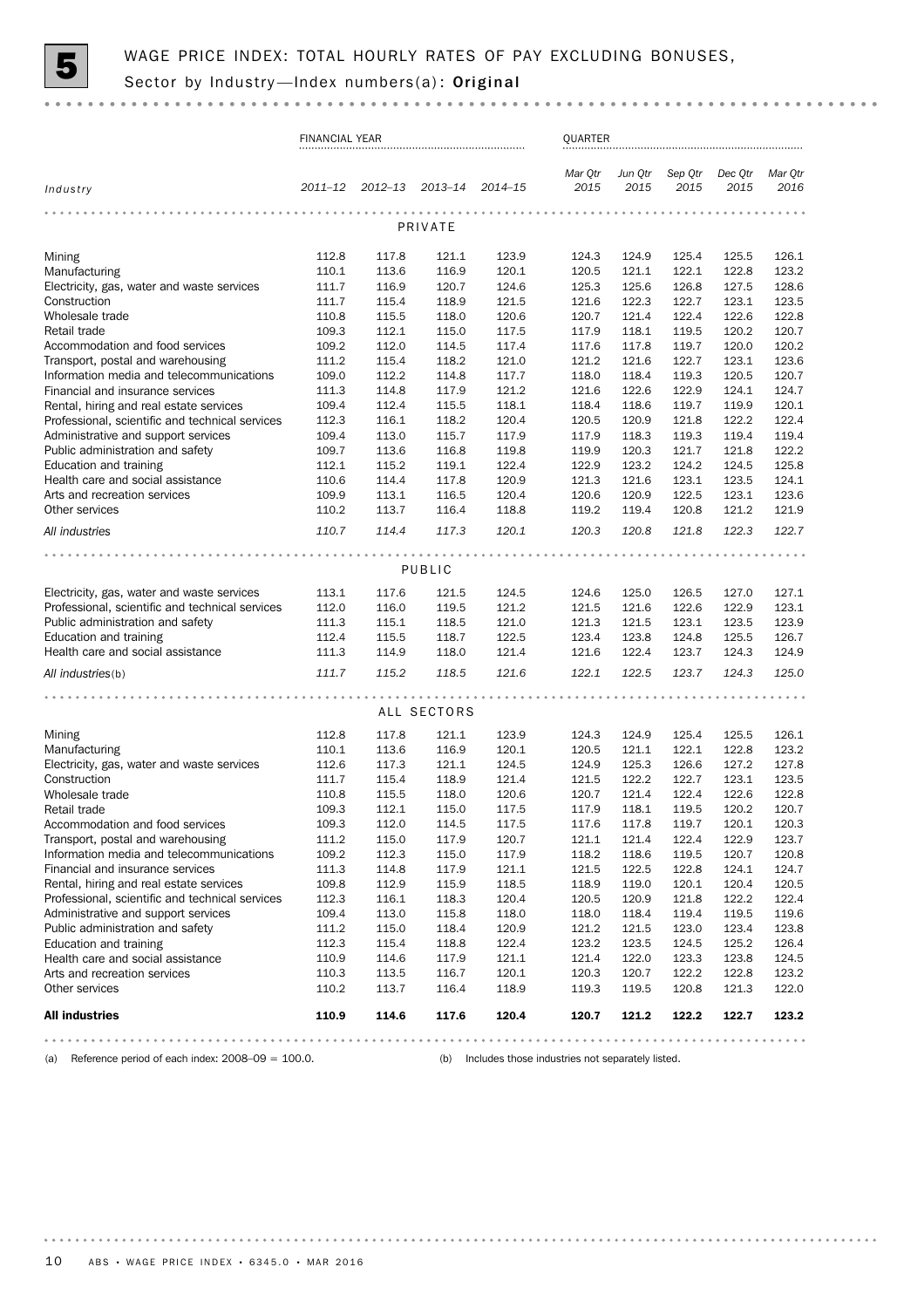# 5 WAGE PRICE INDEX: TOTAL HOURLY RATES OF PAY EXCLUDING BONUSES, Sector by Industry—Index numbers(a): Original

| Industry | FINANCIAL YEAR | | | | QUARTER | | | | |
|---|---|---|---|---|---|---|---|---|---|
| | 2011–12 | 2012–13 | 2013–14 | 2014–15 | Mar Qtr 2015 | Jun Qtr 2015 | Sep Qtr 2015 | Dec Qtr 2015 | Mar Qtr 2016 |
| **PRIVATE** | | | | | | | | | |
| Mining | 112.8 | 117.8 | 121.1 | 123.9 | 124.3 | 124.9 | 125.4 | 125.5 | 126.1 |
| Manufacturing | 110.1 | 113.6 | 116.9 | 120.1 | 120.5 | 121.1 | 122.1 | 122.8 | 123.2 |
| Electricity, gas, water and waste services | 111.7 | 116.9 | 120.7 | 124.6 | 125.3 | 125.6 | 126.8 | 127.5 | 128.6 |
| Construction | 111.7 | 115.4 | 118.9 | 121.5 | 121.6 | 122.3 | 122.7 | 123.1 | 123.5 |
| Wholesale trade | 110.8 | 115.5 | 118.0 | 120.6 | 120.7 | 121.4 | 122.4 | 122.6 | 122.8 |
| Retail trade | 109.3 | 112.1 | 115.0 | 117.5 | 117.9 | 118.1 | 119.5 | 120.2 | 120.7 |
| Accommodation and food services | 109.2 | 112.0 | 114.5 | 117.4 | 117.6 | 117.8 | 119.7 | 120.0 | 120.2 |
| Transport, postal and warehousing | 111.2 | 115.4 | 118.2 | 121.0 | 121.2 | 121.6 | 122.7 | 123.1 | 123.6 |
| Information media and telecommunications | 109.0 | 112.2 | 114.8 | 117.7 | 118.0 | 118.4 | 119.3 | 120.5 | 120.7 |
| Financial and insurance services | 111.3 | 114.8 | 117.9 | 121.2 | 121.6 | 122.6 | 122.9 | 124.1 | 124.7 |
| Rental, hiring and real estate services | 109.4 | 112.4 | 115.5 | 118.1 | 118.4 | 118.6 | 119.7 | 119.9 | 120.1 |
| Professional, scientific and technical services | 112.3 | 116.1 | 118.2 | 120.4 | 120.5 | 120.9 | 121.8 | 122.2 | 122.4 |
| Administrative and support services | 109.4 | 113.0 | 115.7 | 117.9 | 117.9 | 118.3 | 119.3 | 119.4 | 119.4 |
| Public administration and safety | 109.7 | 113.6 | 116.8 | 119.8 | 119.9 | 120.3 | 121.7 | 121.8 | 122.2 |
| Education and training | 112.1 | 115.2 | 119.1 | 122.4 | 122.9 | 123.2 | 124.2 | 124.5 | 125.8 |
| Health care and social assistance | 110.6 | 114.4 | 117.8 | 120.9 | 121.3 | 121.6 | 123.1 | 123.5 | 124.1 |
| Arts and recreation services | 109.9 | 113.1 | 116.5 | 120.4 | 120.6 | 120.9 | 122.5 | 123.1 | 123.6 |
| Other services | 110.2 | 113.7 | 116.4 | 118.8 | 119.2 | 119.4 | 120.8 | 121.2 | 121.9 |
| *All industries* | *110.7* | *114.4* | *117.3* | *120.1* | *120.3* | *120.8* | *121.8* | *122.3* | *122.7* |
| **PUBLIC** | | | | | | | | | |
| Electricity, gas, water and waste services | 113.1 | 117.6 | 121.5 | 124.5 | 124.6 | 125.0 | 126.5 | 127.0 | 127.1 |
| Professional, scientific and technical services | 112.0 | 116.0 | 119.5 | 121.2 | 121.5 | 121.6 | 122.6 | 122.9 | 123.1 |
| Public administration and safety | 111.3 | 115.1 | 118.5 | 121.0 | 121.3 | 121.5 | 123.1 | 123.5 | 123.9 |
| Education and training | 112.4 | 115.5 | 118.7 | 122.5 | 123.4 | 123.8 | 124.8 | 125.5 | 126.7 |
| Health care and social assistance | 111.3 | 114.9 | 118.0 | 121.4 | 121.6 | 122.4 | 123.7 | 124.3 | 124.9 |
| *All industries*(b) | *111.7* | *115.2* | *118.5* | *121.6* | *122.1* | *122.5* | *123.7* | *124.3* | *125.0* |
| **ALL SECTORS** | | | | | | | | | |
| Mining | 112.8 | 117.8 | 121.1 | 123.9 | 124.3 | 124.9 | 125.4 | 125.5 | 126.1 |
| Manufacturing | 110.1 | 113.6 | 116.9 | 120.1 | 120.5 | 121.1 | 122.1 | 122.8 | 123.2 |
| Electricity, gas, water and waste services | 112.6 | 117.3 | 121.1 | 124.5 | 124.9 | 125.3 | 126.6 | 127.2 | 127.8 |
| Construction | 111.7 | 115.4 | 118.9 | 121.4 | 121.5 | 122.2 | 122.7 | 123.1 | 123.5 |
| Wholesale trade | 110.8 | 115.5 | 118.0 | 120.6 | 120.7 | 121.4 | 122.4 | 122.6 | 122.8 |
| Retail trade | 109.3 | 112.1 | 115.0 | 117.5 | 117.9 | 118.1 | 119.5 | 120.2 | 120.7 |
| Accommodation and food services | 109.3 | 112.0 | 114.5 | 117.5 | 117.6 | 117.8 | 119.7 | 120.1 | 120.3 |
| Transport, postal and warehousing | 111.2 | 115.0 | 117.9 | 120.7 | 121.1 | 121.4 | 122.4 | 122.9 | 123.7 |
| Information media and telecommunications | 109.2 | 112.3 | 115.0 | 117.9 | 118.2 | 118.6 | 119.5 | 120.7 | 120.8 |
| Financial and insurance services | 111.3 | 114.8 | 117.9 | 121.1 | 121.5 | 122.5 | 122.8 | 124.1 | 124.7 |
| Rental, hiring and real estate services | 109.8 | 112.9 | 115.9 | 118.5 | 118.9 | 119.0 | 120.1 | 120.4 | 120.5 |
| Professional, scientific and technical services | 112.3 | 116.1 | 118.3 | 120.4 | 120.5 | 120.9 | 121.8 | 122.2 | 122.4 |
| Administrative and support services | 109.4 | 113.0 | 115.8 | 118.0 | 118.0 | 118.4 | 119.4 | 119.5 | 119.6 |
| Public administration and safety | 111.2 | 115.0 | 118.4 | 120.9 | 121.2 | 121.5 | 123.0 | 123.4 | 123.8 |
| Education and training | 112.3 | 115.4 | 118.8 | 122.4 | 123.2 | 123.5 | 124.5 | 125.2 | 126.4 |
| Health care and social assistance | 110.9 | 114.6 | 117.9 | 121.1 | 121.4 | 122.0 | 123.3 | 123.8 | 124.5 |
| Arts and recreation services | 110.3 | 113.5 | 116.7 | 120.1 | 120.3 | 120.7 | 122.2 | 122.8 | 123.2 |
| Other services | 110.2 | 113.7 | 116.4 | 118.9 | 119.3 | 119.5 | 120.8 | 121.3 | 122.0 |
| **All industries** | **110.9** | **114.6** | **117.6** | **120.4** | **120.7** | **121.2** | **122.2** | **122.7** | **123.2** |

(a) Reference period of each index: 2008–09 = 100.0.

(b) Includes those industries not separately listed.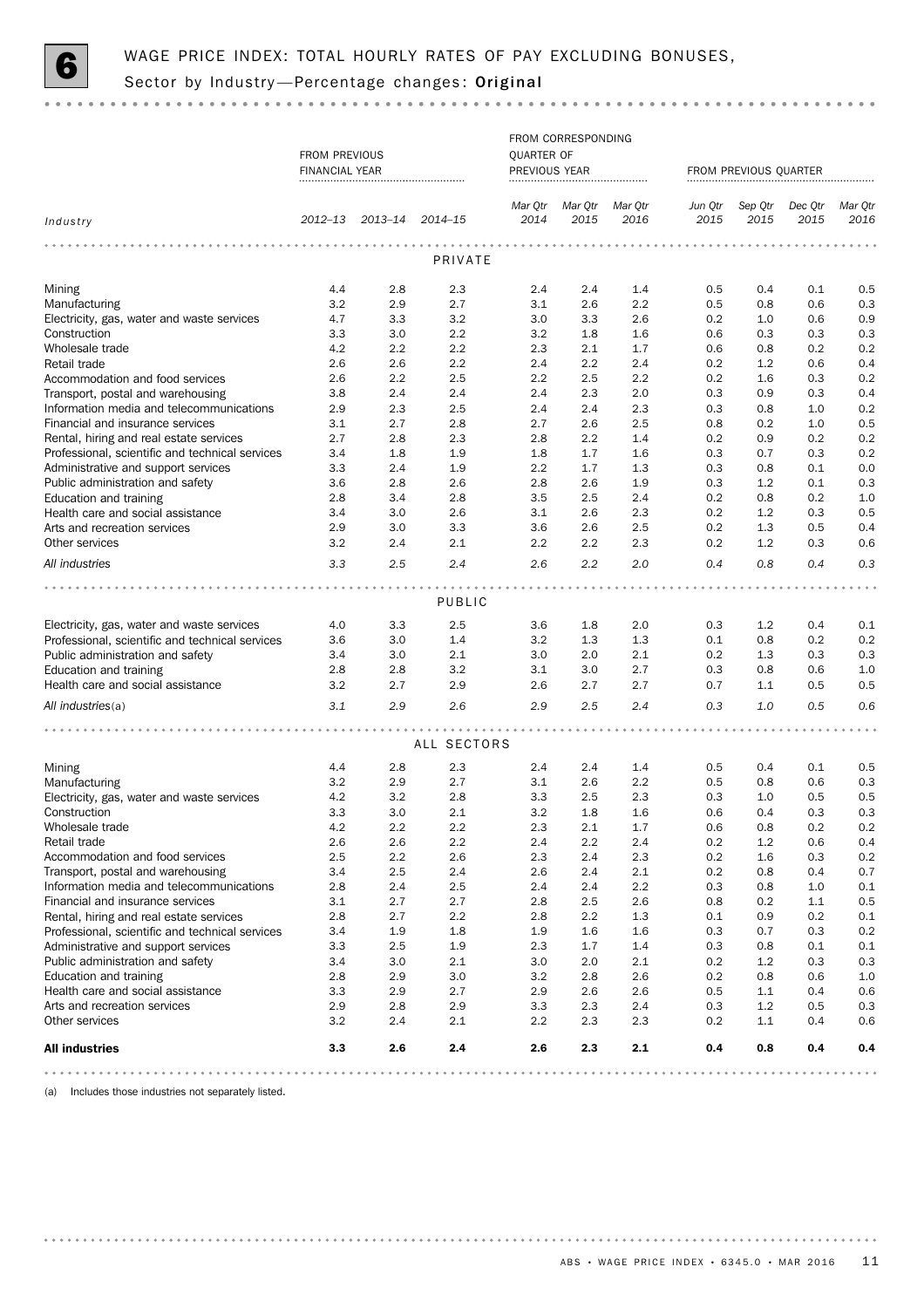# 6 WAGE PRICE INDEX: TOTAL HOURLY RATES OF PAY EXCLUDING BONUSES, Sector by Industry—Percentage changes: **Original**

| | FROM PREVIOUS FINANCIAL YEAR | | | FROM CORRESPONDING QUARTER OF PREVIOUS YEAR | | | FROM PREVIOUS QUARTER | | | |
|---|---|---|---|---|---|---|---|---|---|---|
| *Industry* | *2012–13* | *2013–14* | *2014–15* | *Mar Qtr 2014* | *Mar Qtr 2015* | *Mar Qtr 2016* | *Jun Qtr 2015* | *Sep Qtr 2015* | *Dec Qtr 2015* | *Mar Qtr 2016* |
| | | | | PRIVATE | | | | | | |
| Mining | 4.4 | 2.8 | 2.3 | 2.4 | 2.4 | 1.4 | 0.5 | 0.4 | 0.1 | 0.5 |
| Manufacturing | 3.2 | 2.9 | 2.7 | 3.1 | 2.6 | 2.2 | 0.5 | 0.8 | 0.6 | 0.3 |
| Electricity, gas, water and waste services | 4.7 | 3.3 | 3.2 | 3.0 | 3.3 | 2.6 | 0.2 | 1.0 | 0.6 | 0.9 |
| Construction | 3.3 | 3.0 | 2.2 | 3.2 | 1.8 | 1.6 | 0.6 | 0.3 | 0.3 | 0.3 |
| Wholesale trade | 4.2 | 2.2 | 2.2 | 2.3 | 2.1 | 1.7 | 0.6 | 0.8 | 0.2 | 0.2 |
| Retail trade | 2.6 | 2.6 | 2.2 | 2.4 | 2.2 | 2.4 | 0.2 | 1.2 | 0.6 | 0.4 |
| Accommodation and food services | 2.6 | 2.2 | 2.5 | 2.2 | 2.5 | 2.2 | 0.2 | 1.6 | 0.3 | 0.2 |
| Transport, postal and warehousing | 3.8 | 2.4 | 2.4 | 2.4 | 2.3 | 2.0 | 0.3 | 0.9 | 0.3 | 0.4 |
| Information media and telecommunications | 2.9 | 2.3 | 2.5 | 2.4 | 2.4 | 2.3 | 0.3 | 0.8 | 1.0 | 0.2 |
| Financial and insurance services | 3.1 | 2.7 | 2.8 | 2.7 | 2.6 | 2.5 | 0.8 | 0.2 | 1.0 | 0.5 |
| Rental, hiring and real estate services | 2.7 | 2.8 | 2.3 | 2.8 | 2.2 | 1.4 | 0.2 | 0.9 | 0.2 | 0.2 |
| Professional, scientific and technical services | 3.4 | 1.8 | 1.9 | 1.8 | 1.7 | 1.6 | 0.3 | 0.7 | 0.3 | 0.2 |
| Administrative and support services | 3.3 | 2.4 | 1.9 | 2.2 | 1.7 | 1.3 | 0.3 | 0.8 | 0.1 | 0.0 |
| Public administration and safety | 3.6 | 2.8 | 2.6 | 2.8 | 2.6 | 1.9 | 0.3 | 1.2 | 0.1 | 0.3 |
| Education and training | 2.8 | 3.4 | 2.8 | 3.5 | 2.5 | 2.4 | 0.2 | 0.8 | 0.2 | 1.0 |
| Health care and social assistance | 3.4 | 3.0 | 2.6 | 3.1 | 2.6 | 2.3 | 0.2 | 1.2 | 0.3 | 0.5 |
| Arts and recreation services | 2.9 | 3.0 | 3.3 | 3.6 | 2.6 | 2.5 | 0.2 | 1.3 | 0.5 | 0.4 |
| Other services | 3.2 | 2.4 | 2.1 | 2.2 | 2.2 | 2.3 | 0.2 | 1.2 | 0.3 | 0.6 |
| *All industries* | *3.3* | *2.5* | *2.4* | *2.6* | *2.2* | *2.0* | *0.4* | *0.8* | *0.4* | *0.3* |
| | | | | PUBLIC | | | | | | |
| Electricity, gas, water and waste services | 4.0 | 3.3 | 2.5 | 3.6 | 1.8 | 2.0 | 0.3 | 1.2 | 0.4 | 0.1 |
| Professional, scientific and technical services | 3.6 | 3.0 | 1.4 | 3.2 | 1.3 | 1.3 | 0.1 | 0.8 | 0.2 | 0.2 |
| Public administration and safety | 3.4 | 3.0 | 2.1 | 3.0 | 2.0 | 2.1 | 0.2 | 1.3 | 0.3 | 0.3 |
| Education and training | 2.8 | 2.8 | 3.2 | 3.1 | 3.0 | 2.7 | 0.3 | 0.8 | 0.6 | 1.0 |
| Health care and social assistance | 3.2 | 2.7 | 2.9 | 2.6 | 2.7 | 2.7 | 0.7 | 1.1 | 0.5 | 0.5 |
| *All industries(a)* | *3.1* | *2.9* | *2.6* | *2.9* | *2.5* | *2.4* | *0.3* | *1.0* | *0.5* | *0.6* |
| | | | | ALL SECTORS | | | | | | |
| Mining | 4.4 | 2.8 | 2.3 | 2.4 | 2.4 | 1.4 | 0.5 | 0.4 | 0.1 | 0.5 |
| Manufacturing | 3.2 | 2.9 | 2.7 | 3.1 | 2.6 | 2.2 | 0.5 | 0.8 | 0.6 | 0.3 |
| Electricity, gas, water and waste services | 4.2 | 3.2 | 2.8 | 3.3 | 2.5 | 2.3 | 0.3 | 1.0 | 0.5 | 0.5 |
| Construction | 3.3 | 3.0 | 2.1 | 3.2 | 1.8 | 1.6 | 0.6 | 0.4 | 0.3 | 0.3 |
| Wholesale trade | 4.2 | 2.2 | 2.2 | 2.3 | 2.1 | 1.7 | 0.6 | 0.8 | 0.2 | 0.2 |
| Retail trade | 2.6 | 2.6 | 2.2 | 2.4 | 2.2 | 2.4 | 0.2 | 1.2 | 0.6 | 0.4 |
| Accommodation and food services | 2.5 | 2.2 | 2.6 | 2.3 | 2.4 | 2.3 | 0.2 | 1.6 | 0.3 | 0.2 |
| Transport, postal and warehousing | 3.4 | 2.5 | 2.4 | 2.6 | 2.4 | 2.1 | 0.2 | 0.8 | 0.4 | 0.7 |
| Information media and telecommunications | 2.8 | 2.4 | 2.5 | 2.4 | 2.4 | 2.2 | 0.3 | 0.8 | 1.0 | 0.1 |
| Financial and insurance services | 3.1 | 2.7 | 2.7 | 2.8 | 2.5 | 2.6 | 0.8 | 0.2 | 1.1 | 0.5 |
| Rental, hiring and real estate services | 2.8 | 2.7 | 2.2 | 2.8 | 2.2 | 1.3 | 0.1 | 0.9 | 0.2 | 0.1 |
| Professional, scientific and technical services | 3.4 | 1.9 | 1.8 | 1.9 | 1.6 | 1.6 | 0.3 | 0.7 | 0.3 | 0.2 |
| Administrative and support services | 3.3 | 2.5 | 1.9 | 2.3 | 1.7 | 1.4 | 0.3 | 0.8 | 0.1 | 0.1 |
| Public administration and safety | 3.4 | 3.0 | 2.1 | 3.0 | 2.0 | 2.1 | 0.2 | 1.2 | 0.3 | 0.3 |
| Education and training | 2.8 | 2.9 | 3.0 | 3.2 | 2.8 | 2.6 | 0.2 | 0.8 | 0.6 | 1.0 |
| Health care and social assistance | 3.3 | 2.9 | 2.7 | 2.9 | 2.6 | 2.6 | 0.5 | 1.1 | 0.4 | 0.6 |
| Arts and recreation services | 2.9 | 2.8 | 2.9 | 3.3 | 2.3 | 2.4 | 0.3 | 1.2 | 0.5 | 0.3 |
| Other services | 3.2 | 2.4 | 2.1 | 2.2 | 2.3 | 2.3 | 0.2 | 1.1 | 0.4 | 0.6 |
| **All industries** | **3.3** | **2.6** | **2.4** | **2.6** | **2.3** | **2.1** | **0.4** | **0.8** | **0.4** | **0.4** |

(a) Includes those industries not separately listed.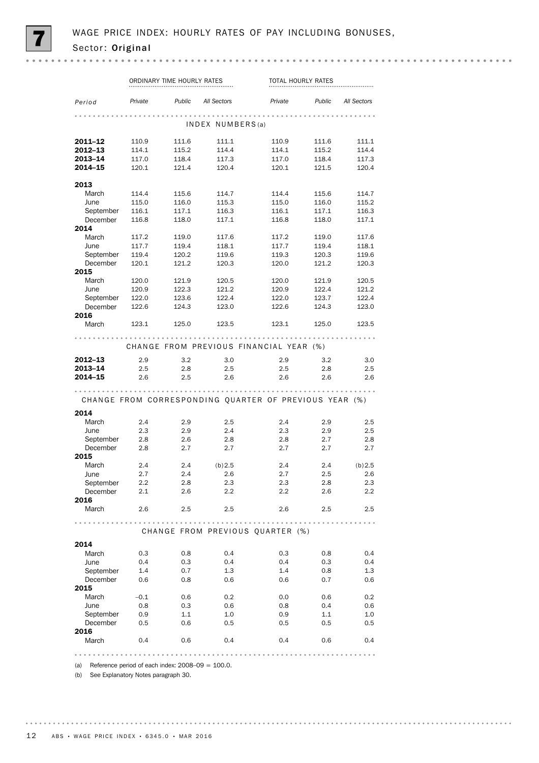# 7 WAGE PRICE INDEX: HOURLY RATES OF PAY INCLUDING BONUSES, Sector: Original

| Period | ORDINARY TIME HOURLY RATES | | | TOTAL HOURLY RATES | | |
|---|---|---|---|---|---|---|
| | *Private* | *Public* | *All Sectors* | *Private* | *Public* | *All Sectors* |
| **INDEX NUMBERS(a)** | | | | | | |
| **2011–12** | 110.9 | 111.6 | 111.1 | 110.9 | 111.6 | 111.1 |
| **2012–13** | 114.1 | 115.2 | 114.4 | 114.1 | 115.2 | 114.4 |
| **2013–14** | 117.0 | 118.4 | 117.3 | 117.0 | 118.4 | 117.3 |
| **2014–15** | 120.1 | 121.4 | 120.4 | 120.1 | 121.5 | 120.4 |
| **2013** | | | | | | |
| March | 114.4 | 115.6 | 114.7 | 114.4 | 115.6 | 114.7 |
| June | 115.0 | 116.0 | 115.3 | 115.0 | 116.0 | 115.2 |
| September | 116.1 | 117.1 | 116.3 | 116.1 | 117.1 | 116.3 |
| December | 116.8 | 118.0 | 117.1 | 116.8 | 118.0 | 117.1 |
| **2014** | | | | | | |
| March | 117.2 | 119.0 | 117.6 | 117.2 | 119.0 | 117.6 |
| June | 117.7 | 119.4 | 118.1 | 117.7 | 119.4 | 118.1 |
| September | 119.4 | 120.2 | 119.6 | 119.3 | 120.3 | 119.6 |
| December | 120.1 | 121.2 | 120.3 | 120.0 | 121.2 | 120.3 |
| **2015** | | | | | | |
| March | 120.0 | 121.9 | 120.5 | 120.0 | 121.9 | 120.5 |
| June | 120.9 | 122.3 | 121.2 | 120.9 | 122.4 | 121.2 |
| September | 122.0 | 123.6 | 122.4 | 122.0 | 123.7 | 122.4 |
| December | 122.6 | 124.3 | 123.0 | 122.6 | 124.3 | 123.0 |
| **2016** | | | | | | |
| March | 123.1 | 125.0 | 123.5 | 123.1 | 125.0 | 123.5 |
| **CHANGE FROM PREVIOUS FINANCIAL YEAR (%)** | | | | | | |
| **2012–13** | 2.9 | 3.2 | 3.0 | 2.9 | 3.2 | 3.0 |
| **2013–14** | 2.5 | 2.8 | 2.5 | 2.5 | 2.8 | 2.5 |
| **2014–15** | 2.6 | 2.5 | 2.6 | 2.6 | 2.6 | 2.6 |
| **CHANGE FROM CORRESPONDING QUARTER OF PREVIOUS YEAR (%)** | | | | | | |
| **2014** | | | | | | |
| March | 2.4 | 2.9 | 2.5 | 2.4 | 2.9 | 2.5 |
| June | 2.3 | 2.9 | 2.4 | 2.3 | 2.9 | 2.5 |
| September | 2.8 | 2.6 | 2.8 | 2.8 | 2.7 | 2.8 |
| December | 2.8 | 2.7 | 2.7 | 2.7 | 2.7 | 2.7 |
| **2015** | | | | | | |
| March | 2.4 | 2.4 | (b)2.5 | 2.4 | 2.4 | (b)2.5 |
| June | 2.7 | 2.4 | 2.6 | 2.7 | 2.5 | 2.6 |
| September | 2.2 | 2.8 | 2.3 | 2.3 | 2.8 | 2.3 |
| December | 2.1 | 2.6 | 2.2 | 2.2 | 2.6 | 2.2 |
| **2016** | | | | | | |
| March | 2.6 | 2.5 | 2.5 | 2.6 | 2.5 | 2.5 |
| **CHANGE FROM PREVIOUS QUARTER (%)** | | | | | | |
| **2014** | | | | | | |
| March | 0.3 | 0.8 | 0.4 | 0.3 | 0.8 | 0.4 |
| June | 0.4 | 0.3 | 0.4 | 0.4 | 0.3 | 0.4 |
| September | 1.4 | 0.7 | 1.3 | 1.4 | 0.8 | 1.3 |
| December | 0.6 | 0.8 | 0.6 | 0.6 | 0.7 | 0.6 |
| **2015** | | | | | | |
| March | –0.1 | 0.6 | 0.2 | 0.0 | 0.6 | 0.2 |
| June | 0.8 | 0.3 | 0.6 | 0.8 | 0.4 | 0.6 |
| September | 0.9 | 1.1 | 1.0 | 0.9 | 1.1 | 1.0 |
| December | 0.5 | 0.6 | 0.5 | 0.5 | 0.5 | 0.5 |
| **2016** | | | | | | |
| March | 0.4 | 0.6 | 0.4 | 0.4 | 0.6 | 0.4 |

(a) Reference period of each index: 2008–09 = 100.0.

(b) See Explanatory Notes paragraph 30.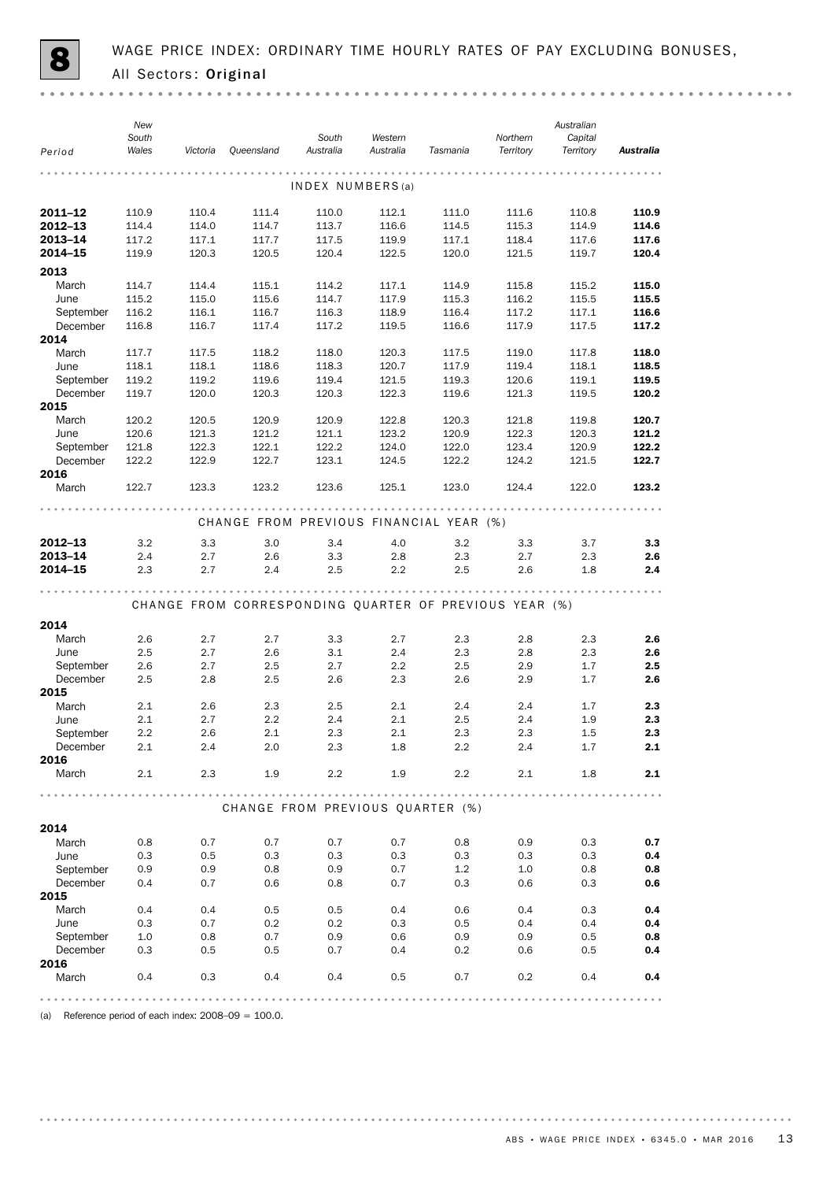# 8 WAGE PRICE INDEX: ORDINARY TIME HOURLY RATES OF PAY EXCLUDING BONUSES, All Sectors: Original

| Period | New South Wales | Victoria | Queensland | South Australia | Western Australia | Tasmania | Northern Territory | Australian Capital Territory | **Australia** |
|---|---|---|---|---|---|---|---|---|---|
| | | | | INDEX NUMBERS(a) | | | | | |
| **2011–12** | 110.9 | 110.4 | 111.4 | 110.0 | 112.1 | 111.0 | 111.6 | 110.8 | **110.9** |
| **2012–13** | 114.4 | 114.0 | 114.7 | 113.7 | 116.6 | 114.5 | 115.3 | 114.9 | **114.6** |
| **2013–14** | 117.2 | 117.1 | 117.7 | 117.5 | 119.9 | 117.1 | 118.4 | 117.6 | **117.6** |
| **2014–15** | 119.9 | 120.3 | 120.5 | 120.4 | 122.5 | 120.0 | 121.5 | 119.7 | **120.4** |
| **2013** | | | | | | | | | |
| March | 114.7 | 114.4 | 115.1 | 114.2 | 117.1 | 114.9 | 115.8 | 115.2 | **115.0** |
| June | 115.2 | 115.0 | 115.6 | 114.7 | 117.9 | 115.3 | 116.2 | 115.5 | **115.5** |
| September | 116.2 | 116.1 | 116.7 | 116.3 | 118.9 | 116.4 | 117.2 | 117.1 | **116.6** |
| December | 116.8 | 116.7 | 117.4 | 117.2 | 119.5 | 116.6 | 117.9 | 117.5 | **117.2** |
| **2014** | | | | | | | | | |
| March | 117.7 | 117.5 | 118.2 | 118.0 | 120.3 | 117.5 | 119.0 | 117.8 | **118.0** |
| June | 118.1 | 118.1 | 118.6 | 118.3 | 120.7 | 117.9 | 119.4 | 118.1 | **118.5** |
| September | 119.2 | 119.2 | 119.6 | 119.4 | 121.5 | 119.3 | 120.6 | 119.1 | **119.5** |
| December | 119.7 | 120.0 | 120.3 | 120.3 | 122.3 | 119.6 | 121.3 | 119.5 | **120.2** |
| **2015** | | | | | | | | | |
| March | 120.2 | 120.5 | 120.9 | 120.9 | 122.8 | 120.3 | 121.8 | 119.8 | **120.7** |
| June | 120.6 | 121.3 | 121.2 | 121.1 | 123.2 | 120.9 | 122.3 | 120.3 | **121.2** |
| September | 121.8 | 122.3 | 122.1 | 122.2 | 124.0 | 122.0 | 123.4 | 120.9 | **122.2** |
| December | 122.2 | 122.9 | 122.7 | 123.1 | 124.5 | 122.2 | 124.2 | 121.5 | **122.7** |
| **2016** | | | | | | | | | |
| March | 122.7 | 123.3 | 123.2 | 123.6 | 125.1 | 123.0 | 124.4 | 122.0 | **123.2** |
| | | | | CHANGE FROM PREVIOUS FINANCIAL YEAR (%) | | | | | |
| **2012–13** | 3.2 | 3.3 | 3.0 | 3.4 | 4.0 | 3.2 | 3.3 | 3.7 | **3.3** |
| **2013–14** | 2.4 | 2.7 | 2.6 | 3.3 | 2.8 | 2.3 | 2.7 | 2.3 | **2.6** |
| **2014–15** | 2.3 | 2.7 | 2.4 | 2.5 | 2.2 | 2.5 | 2.6 | 1.8 | **2.4** |
| | | | | CHANGE FROM CORRESPONDING QUARTER OF PREVIOUS YEAR (%) | | | | | |
| **2014** | | | | | | | | | |
| March | 2.6 | 2.7 | 2.7 | 3.3 | 2.7 | 2.3 | 2.8 | 2.3 | **2.6** |
| June | 2.5 | 2.7 | 2.6 | 3.1 | 2.4 | 2.3 | 2.8 | 2.3 | **2.6** |
| September | 2.6 | 2.7 | 2.5 | 2.7 | 2.2 | 2.5 | 2.9 | 1.7 | **2.5** |
| December | 2.5 | 2.8 | 2.5 | 2.6 | 2.3 | 2.6 | 2.9 | 1.7 | **2.6** |
| **2015** | | | | | | | | | |
| March | 2.1 | 2.6 | 2.3 | 2.5 | 2.1 | 2.4 | 2.4 | 1.7 | **2.3** |
| June | 2.1 | 2.7 | 2.2 | 2.4 | 2.1 | 2.5 | 2.4 | 1.9 | **2.3** |
| September | 2.2 | 2.6 | 2.1 | 2.3 | 2.1 | 2.3 | 2.3 | 1.5 | **2.3** |
| December | 2.1 | 2.4 | 2.0 | 2.3 | 1.8 | 2.2 | 2.4 | 1.7 | **2.1** |
| **2016** | | | | | | | | | |
| March | 2.1 | 2.3 | 1.9 | 2.2 | 1.9 | 2.2 | 2.1 | 1.8 | **2.1** |
| | | | | CHANGE FROM PREVIOUS QUARTER (%) | | | | | |
| **2014** | | | | | | | | | |
| March | 0.8 | 0.7 | 0.7 | 0.7 | 0.7 | 0.8 | 0.9 | 0.3 | **0.7** |
| June | 0.3 | 0.5 | 0.3 | 0.3 | 0.3 | 0.3 | 0.3 | 0.3 | **0.4** |
| September | 0.9 | 0.9 | 0.8 | 0.9 | 0.7 | 1.2 | 1.0 | 0.8 | **0.8** |
| December | 0.4 | 0.7 | 0.6 | 0.8 | 0.7 | 0.3 | 0.6 | 0.3 | **0.6** |
| **2015** | | | | | | | | | |
| March | 0.4 | 0.4 | 0.5 | 0.5 | 0.4 | 0.6 | 0.4 | 0.3 | **0.4** |
| June | 0.3 | 0.7 | 0.2 | 0.2 | 0.3 | 0.5 | 0.4 | 0.4 | **0.4** |
| September | 1.0 | 0.8 | 0.7 | 0.9 | 0.6 | 0.9 | 0.9 | 0.5 | **0.8** |
| December | 0.3 | 0.5 | 0.5 | 0.7 | 0.4 | 0.2 | 0.6 | 0.5 | **0.4** |
| **2016** | | | | | | | | | |
| March | 0.4 | 0.3 | 0.4 | 0.4 | 0.5 | 0.7 | 0.2 | 0.4 | **0.4** |

(a) Reference period of each index: 2008–09 = 100.0.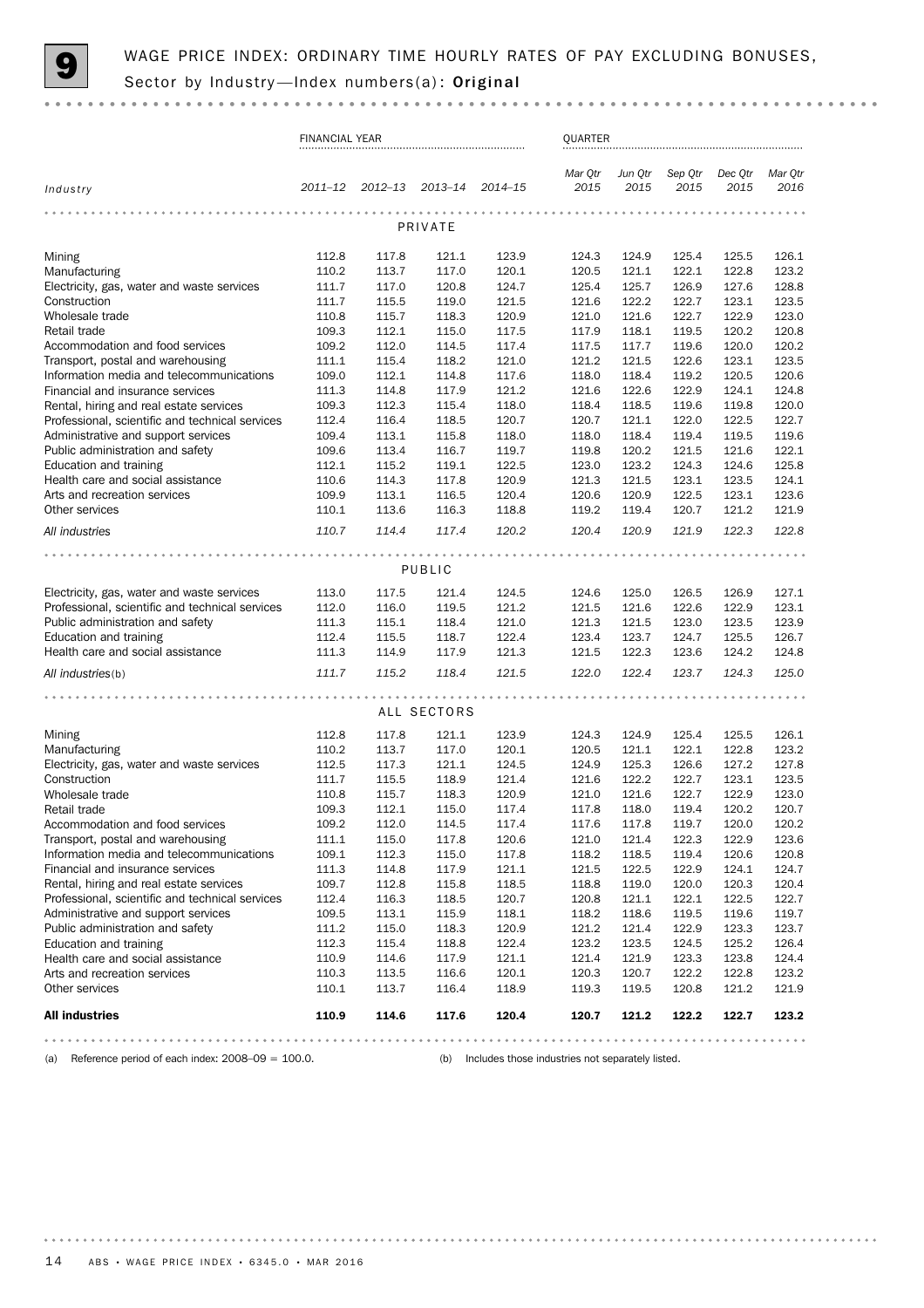# 9 WAGE PRICE INDEX: ORDINARY TIME HOURLY RATES OF PAY EXCLUDING BONUSES, Sector by Industry—Index numbers(a): Original

| Industry | FINANCIAL YEAR | | | | QUARTER | | | | |
|---|---|---|---|---|---|---|---|---|---|
| | 2011–12 | 2012–13 | 2013–14 | 2014–15 | Mar Qtr 2015 | Jun Qtr 2015 | Sep Qtr 2015 | Dec Qtr 2015 | Mar Qtr 2016 |
| **PRIVATE** | | | | | | | | | |
| Mining | 112.8 | 117.8 | 121.1 | 123.9 | 124.3 | 124.9 | 125.4 | 125.5 | 126.1 |
| Manufacturing | 110.2 | 113.7 | 117.0 | 120.1 | 120.5 | 121.1 | 122.1 | 122.8 | 123.2 |
| Electricity, gas, water and waste services | 111.7 | 117.0 | 120.8 | 124.7 | 125.4 | 125.7 | 126.9 | 127.6 | 128.8 |
| Construction | 111.7 | 115.5 | 119.0 | 121.5 | 121.6 | 122.2 | 122.7 | 123.1 | 123.5 |
| Wholesale trade | 110.8 | 115.7 | 118.3 | 120.9 | 121.0 | 121.6 | 122.7 | 122.9 | 123.0 |
| Retail trade | 109.3 | 112.1 | 115.0 | 117.5 | 117.9 | 118.1 | 119.5 | 120.2 | 120.8 |
| Accommodation and food services | 109.2 | 112.0 | 114.5 | 117.4 | 117.5 | 117.7 | 119.6 | 120.0 | 120.2 |
| Transport, postal and warehousing | 111.1 | 115.4 | 118.2 | 121.0 | 121.2 | 121.5 | 122.6 | 123.1 | 123.5 |
| Information media and telecommunications | 109.0 | 112.1 | 114.8 | 117.6 | 118.0 | 118.4 | 119.2 | 120.5 | 120.6 |
| Financial and insurance services | 111.3 | 114.8 | 117.9 | 121.2 | 121.6 | 122.6 | 122.9 | 124.1 | 124.8 |
| Rental, hiring and real estate services | 109.3 | 112.3 | 115.4 | 118.0 | 118.4 | 118.5 | 119.6 | 119.8 | 120.0 |
| Professional, scientific and technical services | 112.4 | 116.4 | 118.5 | 120.7 | 120.7 | 121.1 | 122.0 | 122.5 | 122.7 |
| Administrative and support services | 109.4 | 113.1 | 115.8 | 118.0 | 118.0 | 118.4 | 119.4 | 119.5 | 119.6 |
| Public administration and safety | 109.6 | 113.4 | 116.7 | 119.7 | 119.8 | 120.2 | 121.5 | 121.6 | 122.1 |
| Education and training | 112.1 | 115.2 | 119.1 | 122.5 | 123.0 | 123.2 | 124.3 | 124.6 | 125.8 |
| Health care and social assistance | 110.6 | 114.3 | 117.8 | 120.9 | 121.3 | 121.5 | 123.1 | 123.5 | 124.1 |
| Arts and recreation services | 109.9 | 113.1 | 116.5 | 120.4 | 120.6 | 120.9 | 122.5 | 123.1 | 123.6 |
| Other services | 110.1 | 113.6 | 116.3 | 118.8 | 119.2 | 119.4 | 120.7 | 121.2 | 121.9 |
| *All industries* | *110.7* | *114.4* | *117.4* | *120.2* | *120.4* | *120.9* | *121.9* | *122.3* | *122.8* |
| **PUBLIC** | | | | | | | | | |
| Electricity, gas, water and waste services | 113.0 | 117.5 | 121.4 | 124.5 | 124.6 | 125.0 | 126.5 | 126.9 | 127.1 |
| Professional, scientific and technical services | 112.0 | 116.0 | 119.5 | 121.2 | 121.5 | 121.6 | 122.6 | 122.9 | 123.1 |
| Public administration and safety | 111.3 | 115.1 | 118.4 | 121.0 | 121.3 | 121.5 | 123.0 | 123.5 | 123.9 |
| Education and training | 112.4 | 115.5 | 118.7 | 122.4 | 123.4 | 123.7 | 124.7 | 125.5 | 126.7 |
| Health care and social assistance | 111.3 | 114.9 | 117.9 | 121.3 | 121.5 | 122.3 | 123.6 | 124.2 | 124.8 |
| *All industries(b)* | *111.7* | *115.2* | *118.4* | *121.5* | *122.0* | *122.4* | *123.7* | *124.3* | *125.0* |
| **ALL SECTORS** | | | | | | | | | |
| Mining | 112.8 | 117.8 | 121.1 | 123.9 | 124.3 | 124.9 | 125.4 | 125.5 | 126.1 |
| Manufacturing | 110.2 | 113.7 | 117.0 | 120.1 | 120.5 | 121.1 | 122.1 | 122.8 | 123.2 |
| Electricity, gas, water and waste services | 112.5 | 117.3 | 121.1 | 124.5 | 124.9 | 125.3 | 126.6 | 127.2 | 127.8 |
| Construction | 111.7 | 115.5 | 118.9 | 121.4 | 121.6 | 122.2 | 122.7 | 123.1 | 123.5 |
| Wholesale trade | 110.8 | 115.7 | 118.3 | 120.9 | 121.0 | 121.6 | 122.7 | 122.9 | 123.0 |
| Retail trade | 109.3 | 112.1 | 115.0 | 117.4 | 117.8 | 118.0 | 119.4 | 120.2 | 120.7 |
| Accommodation and food services | 109.2 | 112.0 | 114.5 | 117.4 | 117.6 | 117.8 | 119.7 | 120.0 | 120.2 |
| Transport, postal and warehousing | 111.1 | 115.0 | 117.8 | 120.6 | 121.0 | 121.4 | 122.3 | 122.9 | 123.6 |
| Information media and telecommunications | 109.1 | 112.3 | 115.0 | 117.8 | 118.2 | 118.5 | 119.4 | 120.6 | 120.8 |
| Financial and insurance services | 111.3 | 114.8 | 117.9 | 121.1 | 121.5 | 122.5 | 122.9 | 124.1 | 124.7 |
| Rental, hiring and real estate services | 109.7 | 112.8 | 115.8 | 118.5 | 118.8 | 119.0 | 120.0 | 120.3 | 120.4 |
| Professional, scientific and technical services | 112.4 | 116.3 | 118.5 | 120.7 | 120.8 | 121.1 | 122.1 | 122.5 | 122.7 |
| Administrative and support services | 109.5 | 113.1 | 115.9 | 118.1 | 118.2 | 118.6 | 119.5 | 119.6 | 119.7 |
| Public administration and safety | 111.2 | 115.0 | 118.3 | 120.9 | 121.2 | 121.4 | 122.9 | 123.3 | 123.7 |
| Education and training | 112.3 | 115.4 | 118.8 | 122.4 | 123.2 | 123.5 | 124.5 | 125.2 | 126.4 |
| Health care and social assistance | 110.9 | 114.6 | 117.9 | 121.1 | 121.4 | 121.9 | 123.3 | 123.8 | 124.4 |
| Arts and recreation services | 110.3 | 113.5 | 116.6 | 120.1 | 120.3 | 120.7 | 122.2 | 122.8 | 123.2 |
| Other services | 110.1 | 113.7 | 116.4 | 118.9 | 119.3 | 119.5 | 120.8 | 121.2 | 121.9 |
| **All industries** | **110.9** | **114.6** | **117.6** | **120.4** | **120.7** | **121.2** | **122.2** | **122.7** | **123.2** |

(a) Reference period of each index: 2008–09 = 100.0.

(b) Includes those industries not separately listed.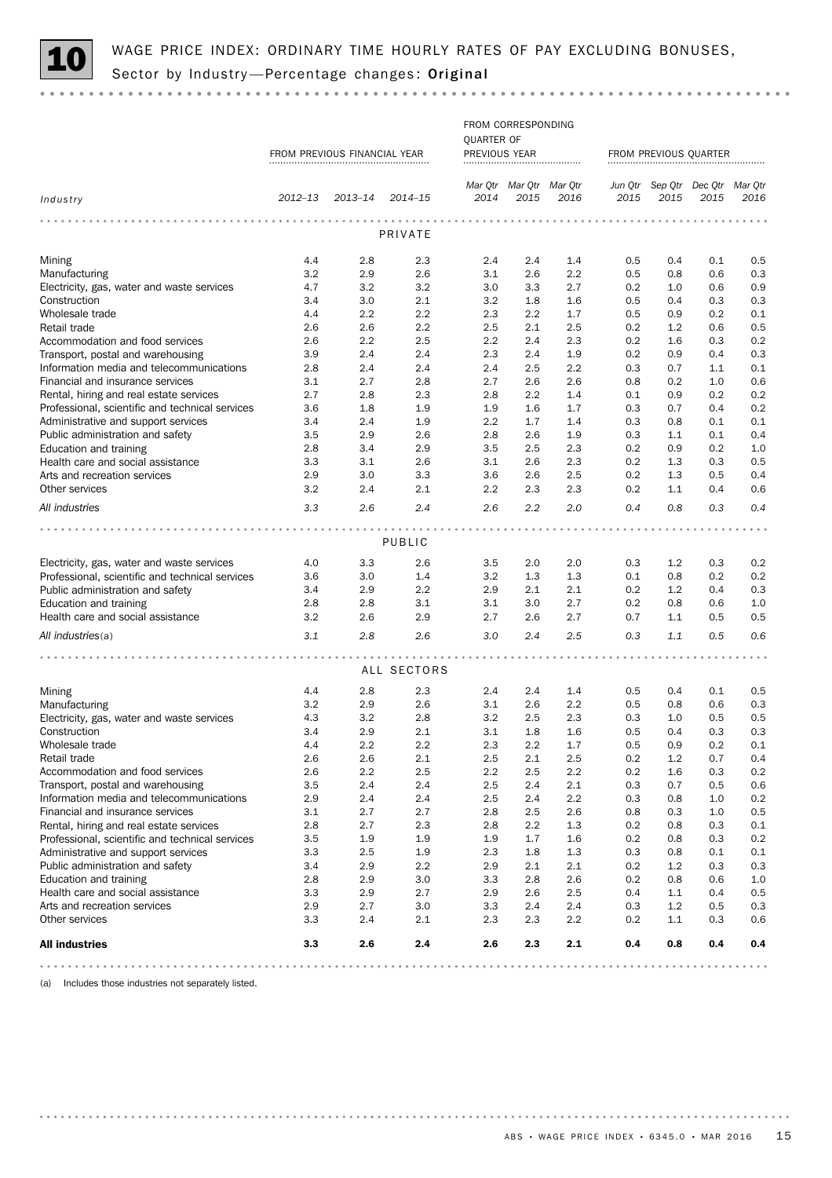# 10 WAGE PRICE INDEX: ORDINARY TIME HOURLY RATES OF PAY EXCLUDING BONUSES, Sector by Industry—Percentage changes: **Original**

| | FROM PREVIOUS FINANCIAL YEAR | | | FROM CORRESPONDING QUARTER OF PREVIOUS YEAR | | | FROM PREVIOUS QUARTER | | | |
|---|---|---|---|---|---|---|---|---|---|---|
| *Industry* | *2012–13* | *2013–14* | *2014–15* | *Mar Qtr 2014* | *Mar Qtr 2015* | *Mar Qtr 2016* | *Jun Qtr 2015* | *Sep Qtr 2015* | *Dec Qtr 2015* | *Mar Qtr 2016* |
| | | | | PRIVATE | | | | | | |
| Mining | 4.4 | 2.8 | 2.3 | 2.4 | 2.4 | 1.4 | 0.5 | 0.4 | 0.1 | 0.5 |
| Manufacturing | 3.2 | 2.9 | 2.6 | 3.1 | 2.6 | 2.2 | 0.5 | 0.8 | 0.6 | 0.3 |
| Electricity, gas, water and waste services | 4.7 | 3.2 | 3.2 | 3.0 | 3.3 | 2.7 | 0.2 | 1.0 | 0.6 | 0.9 |
| Construction | 3.4 | 3.0 | 2.1 | 3.2 | 1.8 | 1.6 | 0.5 | 0.4 | 0.3 | 0.3 |
| Wholesale trade | 4.4 | 2.2 | 2.2 | 2.3 | 2.2 | 1.7 | 0.5 | 0.9 | 0.2 | 0.1 |
| Retail trade | 2.6 | 2.6 | 2.2 | 2.5 | 2.1 | 2.5 | 0.2 | 1.2 | 0.6 | 0.5 |
| Accommodation and food services | 2.6 | 2.2 | 2.5 | 2.2 | 2.4 | 2.3 | 0.2 | 1.6 | 0.3 | 0.2 |
| Transport, postal and warehousing | 3.9 | 2.4 | 2.4 | 2.3 | 2.4 | 1.9 | 0.2 | 0.9 | 0.4 | 0.3 |
| Information media and telecommunications | 2.8 | 2.4 | 2.4 | 2.4 | 2.5 | 2.2 | 0.3 | 0.7 | 1.1 | 0.1 |
| Financial and insurance services | 3.1 | 2.7 | 2.8 | 2.7 | 2.6 | 2.6 | 0.8 | 0.2 | 1.0 | 0.6 |
| Rental, hiring and real estate services | 2.7 | 2.8 | 2.3 | 2.8 | 2.2 | 1.4 | 0.1 | 0.9 | 0.2 | 0.2 |
| Professional, scientific and technical services | 3.6 | 1.8 | 1.9 | 1.9 | 1.6 | 1.7 | 0.3 | 0.7 | 0.4 | 0.2 |
| Administrative and support services | 3.4 | 2.4 | 1.9 | 2.2 | 1.7 | 1.4 | 0.3 | 0.8 | 0.1 | 0.1 |
| Public administration and safety | 3.5 | 2.9 | 2.6 | 2.8 | 2.6 | 1.9 | 0.3 | 1.1 | 0.1 | 0.4 |
| Education and training | 2.8 | 3.4 | 2.9 | 3.5 | 2.5 | 2.3 | 0.2 | 0.9 | 0.2 | 1.0 |
| Health care and social assistance | 3.3 | 3.1 | 2.6 | 3.1 | 2.6 | 2.3 | 0.2 | 1.3 | 0.3 | 0.5 |
| Arts and recreation services | 2.9 | 3.0 | 3.3 | 3.6 | 2.6 | 2.5 | 0.2 | 1.3 | 0.5 | 0.4 |
| Other services | 3.2 | 2.4 | 2.1 | 2.2 | 2.3 | 2.3 | 0.2 | 1.1 | 0.4 | 0.6 |
| *All industries* | *3.3* | *2.6* | *2.4* | *2.6* | *2.2* | *2.0* | *0.4* | *0.8* | *0.3* | *0.4* |
| | | | | PUBLIC | | | | | | |
| Electricity, gas, water and waste services | 4.0 | 3.3 | 2.6 | 3.5 | 2.0 | 2.0 | 0.3 | 1.2 | 0.3 | 0.2 |
| Professional, scientific and technical services | 3.6 | 3.0 | 1.4 | 3.2 | 1.3 | 1.3 | 0.1 | 0.8 | 0.2 | 0.2 |
| Public administration and safety | 3.4 | 2.9 | 2.2 | 2.9 | 2.1 | 2.1 | 0.2 | 1.2 | 0.4 | 0.3 |
| Education and training | 2.8 | 2.8 | 3.1 | 3.1 | 3.0 | 2.7 | 0.2 | 0.8 | 0.6 | 1.0 |
| Health care and social assistance | 3.2 | 2.6 | 2.9 | 2.7 | 2.6 | 2.7 | 0.7 | 1.1 | 0.5 | 0.5 |
| *All industries(a)* | *3.1* | *2.8* | *2.6* | *3.0* | *2.4* | *2.5* | *0.3* | *1.1* | *0.5* | *0.6* |
| | | | | ALL SECTORS | | | | | | |
| Mining | 4.4 | 2.8 | 2.3 | 2.4 | 2.4 | 1.4 | 0.5 | 0.4 | 0.1 | 0.5 |
| Manufacturing | 3.2 | 2.9 | 2.6 | 3.1 | 2.6 | 2.2 | 0.5 | 0.8 | 0.6 | 0.3 |
| Electricity, gas, water and waste services | 4.3 | 3.2 | 2.8 | 3.2 | 2.5 | 2.3 | 0.3 | 1.0 | 0.5 | 0.5 |
| Construction | 3.4 | 2.9 | 2.1 | 3.1 | 1.8 | 1.6 | 0.5 | 0.4 | 0.3 | 0.3 |
| Wholesale trade | 4.4 | 2.2 | 2.2 | 2.3 | 2.2 | 1.7 | 0.5 | 0.9 | 0.2 | 0.1 |
| Retail trade | 2.6 | 2.6 | 2.1 | 2.5 | 2.1 | 2.5 | 0.2 | 1.2 | 0.7 | 0.4 |
| Accommodation and food services | 2.6 | 2.2 | 2.5 | 2.2 | 2.5 | 2.2 | 0.2 | 1.6 | 0.3 | 0.2 |
| Transport, postal and warehousing | 3.5 | 2.4 | 2.4 | 2.5 | 2.4 | 2.1 | 0.3 | 0.7 | 0.5 | 0.6 |
| Information media and telecommunications | 2.9 | 2.4 | 2.4 | 2.5 | 2.4 | 2.2 | 0.3 | 0.8 | 1.0 | 0.2 |
| Financial and insurance services | 3.1 | 2.7 | 2.7 | 2.8 | 2.5 | 2.6 | 0.8 | 0.3 | 1.0 | 0.5 |
| Rental, hiring and real estate services | 2.8 | 2.7 | 2.3 | 2.8 | 2.2 | 1.3 | 0.2 | 0.8 | 0.3 | 0.1 |
| Professional, scientific and technical services | 3.5 | 1.9 | 1.9 | 1.9 | 1.7 | 1.6 | 0.2 | 0.8 | 0.3 | 0.2 |
| Administrative and support services | 3.3 | 2.5 | 1.9 | 2.3 | 1.8 | 1.3 | 0.3 | 0.8 | 0.1 | 0.1 |
| Public administration and safety | 3.4 | 2.9 | 2.2 | 2.9 | 2.1 | 2.1 | 0.2 | 1.2 | 0.3 | 0.3 |
| Education and training | 2.8 | 2.9 | 3.0 | 3.3 | 2.8 | 2.6 | 0.2 | 0.8 | 0.6 | 1.0 |
| Health care and social assistance | 3.3 | 2.9 | 2.7 | 2.9 | 2.6 | 2.5 | 0.4 | 1.1 | 0.4 | 0.5 |
| Arts and recreation services | 2.9 | 2.7 | 3.0 | 3.3 | 2.4 | 2.4 | 0.3 | 1.2 | 0.5 | 0.3 |
| Other services | 3.3 | 2.4 | 2.1 | 2.3 | 2.3 | 2.2 | 0.2 | 1.1 | 0.3 | 0.6 |
| **All industries** | **3.3** | **2.6** | **2.4** | **2.6** | **2.3** | **2.1** | **0.4** | **0.8** | **0.4** | **0.4** |

(a) Includes those industries not separately listed.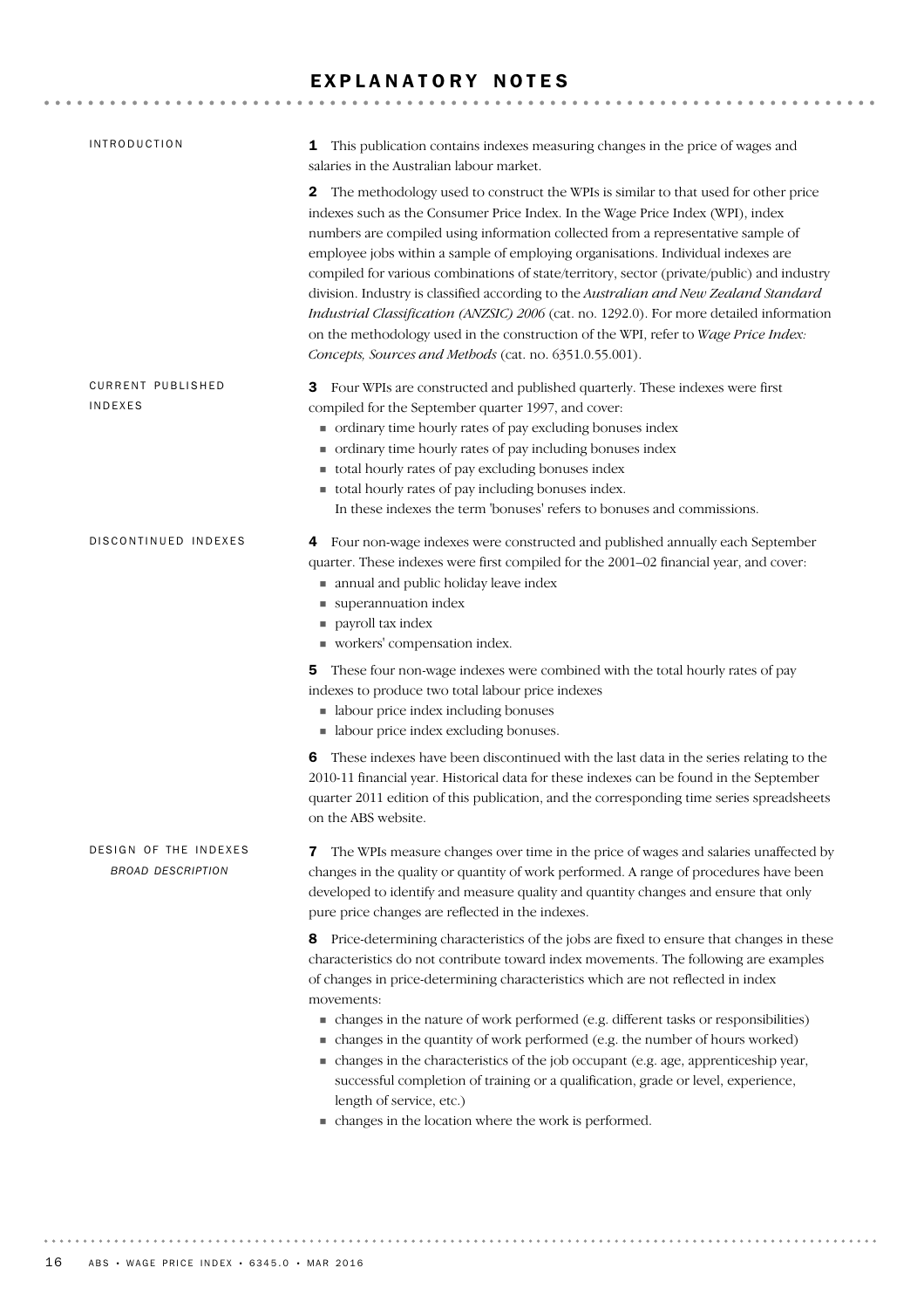# EXPLANATORY NOTES

## INTRODUCTION

**1** This publication contains indexes measuring changes in the price of wages and salaries in the Australian labour market.

**2** The methodology used to construct the WPIs is similar to that used for other price indexes such as the Consumer Price Index. In the Wage Price Index (WPI), index numbers are compiled using information collected from a representative sample of employee jobs within a sample of employing organisations. Individual indexes are compiled for various combinations of state/territory, sector (private/public) and industry division. Industry is classified according to the *Australian and New Zealand Standard Industrial Classification (ANZSIC) 2006* (cat. no. 1292.0). For more detailed information on the methodology used in the construction of the WPI, refer to *Wage Price Index: Concepts, Sources and Methods* (cat. no. 6351.0.55.001).

## CURRENT PUBLISHED INDEXES

**3** Four WPIs are constructed and published quarterly. These indexes were first compiled for the September quarter 1997, and cover:

- ordinary time hourly rates of pay excluding bonuses index
- ordinary time hourly rates of pay including bonuses index
- total hourly rates of pay excluding bonuses index
- total hourly rates of pay including bonuses index.

In these indexes the term 'bonuses' refers to bonuses and commissions.

## DISCONTINUED INDEXES

**4** Four non-wage indexes were constructed and published annually each September quarter. These indexes were first compiled for the 2001–02 financial year, and cover:

- annual and public holiday leave index
- superannuation index
- payroll tax index
- workers' compensation index.

**5** These four non-wage indexes were combined with the total hourly rates of pay indexes to produce two total labour price indexes

- labour price index including bonuses
- labour price index excluding bonuses.

**6** These indexes have been discontinued with the last data in the series relating to the 2010-11 financial year. Historical data for these indexes can be found in the September quarter 2011 edition of this publication, and the corresponding time series spreadsheets on the ABS website.

## DESIGN OF THE INDEXES

### *BROAD DESCRIPTION*

**7** The WPIs measure changes over time in the price of wages and salaries unaffected by changes in the quality or quantity of work performed. A range of procedures have been developed to identify and measure quality and quantity changes and ensure that only pure price changes are reflected in the indexes.

**8** Price-determining characteristics of the jobs are fixed to ensure that changes in these characteristics do not contribute toward index movements. The following are examples of changes in price-determining characteristics which are not reflected in index movements:

- changes in the nature of work performed (e.g. different tasks or responsibilities)
- changes in the quantity of work performed (e.g. the number of hours worked)
- changes in the characteristics of the job occupant (e.g. age, apprenticeship year, successful completion of training or a qualification, grade or level, experience, length of service, etc.)
- changes in the location where the work is performed.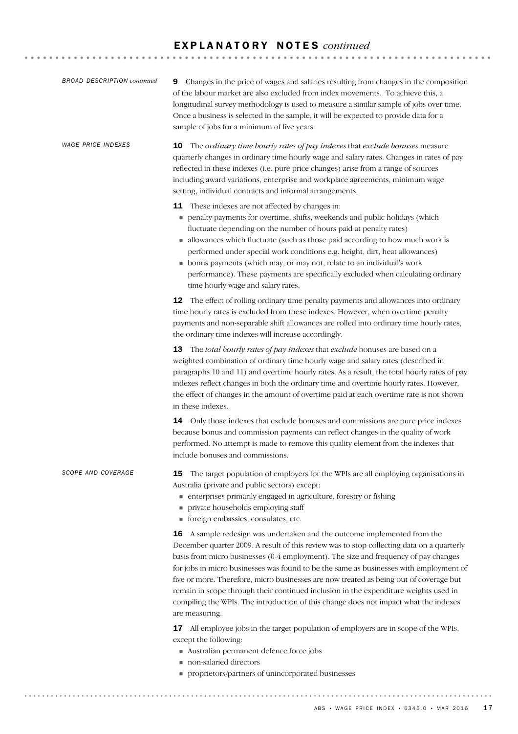## EXPLANATORY NOTES *continued*

*BROAD DESCRIPTION continued*

**9** Changes in the price of wages and salaries resulting from changes in the composition of the labour market are also excluded from index movements. To achieve this, a longitudinal survey methodology is used to measure a similar sample of jobs over time. Once a business is selected in the sample, it will be expected to provide data for a sample of jobs for a minimum of five years.

*WAGE PRICE INDEXES*

**10** The *ordinary time hourly rates of pay indexes* that *exclude bonuses* measure quarterly changes in ordinary time hourly wage and salary rates. Changes in rates of pay reflected in these indexes (i.e. pure price changes) arise from a range of sources including award variations, enterprise and workplace agreements, minimum wage setting, individual contracts and informal arrangements.

**11** These indexes are not affected by changes in:

- penalty payments for overtime, shifts, weekends and public holidays (which fluctuate depending on the number of hours paid at penalty rates)
- allowances which fluctuate (such as those paid according to how much work is performed under special work conditions e.g. height, dirt, heat allowances)
- bonus payments (which may, or may not, relate to an individual's work performance). These payments are specifically excluded when calculating ordinary time hourly wage and salary rates.

**12** The effect of rolling ordinary time penalty payments and allowances into ordinary time hourly rates is excluded from these indexes. However, when overtime penalty payments and non-separable shift allowances are rolled into ordinary time hourly rates, the ordinary time indexes will increase accordingly.

**13** The *total hourly rates of pay indexes* that *exclude* bonuses are based on a weighted combination of ordinary time hourly wage and salary rates (described in paragraphs 10 and 11) and overtime hourly rates. As a result, the total hourly rates of pay indexes reflect changes in both the ordinary time and overtime hourly rates. However, the effect of changes in the amount of overtime paid at each overtime rate is not shown in these indexes.

**14** Only those indexes that exclude bonuses and commissions are pure price indexes because bonus and commission payments can reflect changes in the quality of work performed. No attempt is made to remove this quality element from the indexes that include bonuses and commissions.

*SCOPE AND COVERAGE*

**15** The target population of employers for the WPIs are all employing organisations in Australia (private and public sectors) except:

- enterprises primarily engaged in agriculture, forestry or fishing
- private households employing staff
- foreign embassies, consulates, etc.

**16** A sample redesign was undertaken and the outcome implemented from the December quarter 2009. A result of this review was to stop collecting data on a quarterly basis from micro businesses (0-4 employment). The size and frequency of pay changes for jobs in micro businesses was found to be the same as businesses with employment of five or more. Therefore, micro businesses are now treated as being out of coverage but remain in scope through their continued inclusion in the expenditure weights used in compiling the WPIs. The introduction of this change does not impact what the indexes are measuring.

**17** All employee jobs in the target population of employers are in scope of the WPIs, except the following:

- Australian permanent defence force jobs
- non-salaried directors
- proprietors/partners of unincorporated businesses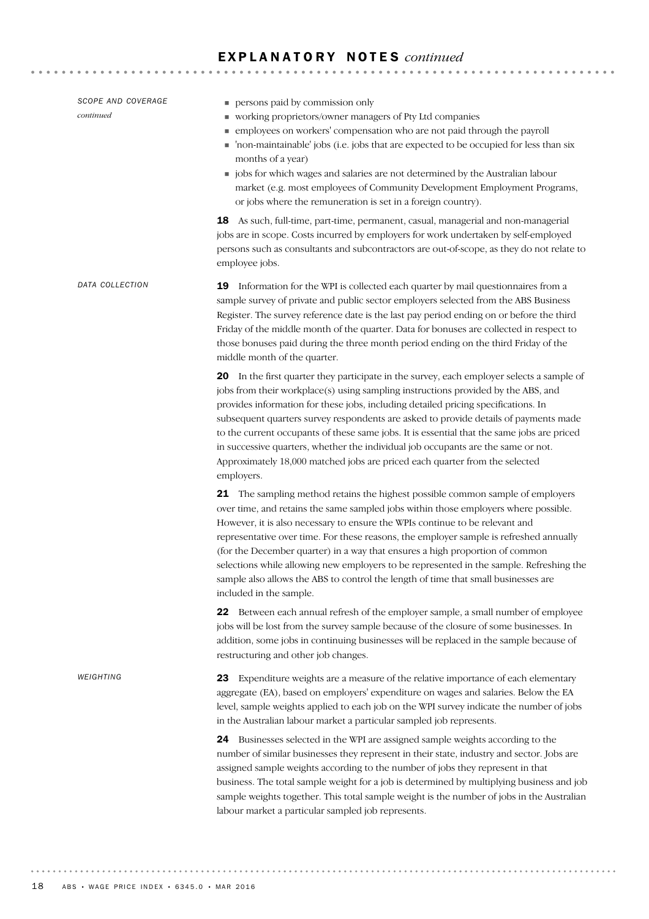## EXPLANATORY NOTES *continued*

*SCOPE AND COVERAGE continued*

- persons paid by commission only
- working proprietors/owner managers of Pty Ltd companies
- employees on workers' compensation who are not paid through the payroll
- 'non-maintainable' jobs (i.e. jobs that are expected to be occupied for less than six months of a year)
- jobs for which wages and salaries are not determined by the Australian labour market (e.g. most employees of Community Development Employment Programs, or jobs where the remuneration is set in a foreign country).

**18** As such, full-time, part-time, permanent, casual, managerial and non-managerial jobs are in scope. Costs incurred by employers for work undertaken by self-employed persons such as consultants and subcontractors are out-of-scope, as they do not relate to employee jobs.

*DATA COLLECTION*

**19** Information for the WPI is collected each quarter by mail questionnaires from a sample survey of private and public sector employers selected from the ABS Business Register. The survey reference date is the last pay period ending on or before the third Friday of the middle month of the quarter. Data for bonuses are collected in respect to those bonuses paid during the three month period ending on the third Friday of the middle month of the quarter.

**20** In the first quarter they participate in the survey, each employer selects a sample of jobs from their workplace(s) using sampling instructions provided by the ABS, and provides information for these jobs, including detailed pricing specifications. In subsequent quarters survey respondents are asked to provide details of payments made to the current occupants of these same jobs. It is essential that the same jobs are priced in successive quarters, whether the individual job occupants are the same or not. Approximately 18,000 matched jobs are priced each quarter from the selected employers.

**21** The sampling method retains the highest possible common sample of employers over time, and retains the same sampled jobs within those employers where possible. However, it is also necessary to ensure the WPIs continue to be relevant and representative over time. For these reasons, the employer sample is refreshed annually (for the December quarter) in a way that ensures a high proportion of common selections while allowing new employers to be represented in the sample. Refreshing the sample also allows the ABS to control the length of time that small businesses are included in the sample.

**22** Between each annual refresh of the employer sample, a small number of employee jobs will be lost from the survey sample because of the closure of some businesses. In addition, some jobs in continuing businesses will be replaced in the sample because of restructuring and other job changes.

*WEIGHTING*

**23** Expenditure weights are a measure of the relative importance of each elementary aggregate (EA), based on employers' expenditure on wages and salaries. Below the EA level, sample weights applied to each job on the WPI survey indicate the number of jobs in the Australian labour market a particular sampled job represents.

**24** Businesses selected in the WPI are assigned sample weights according to the number of similar businesses they represent in their state, industry and sector. Jobs are assigned sample weights according to the number of jobs they represent in that business. The total sample weight for a job is determined by multiplying business and job sample weights together. This total sample weight is the number of jobs in the Australian labour market a particular sampled job represents.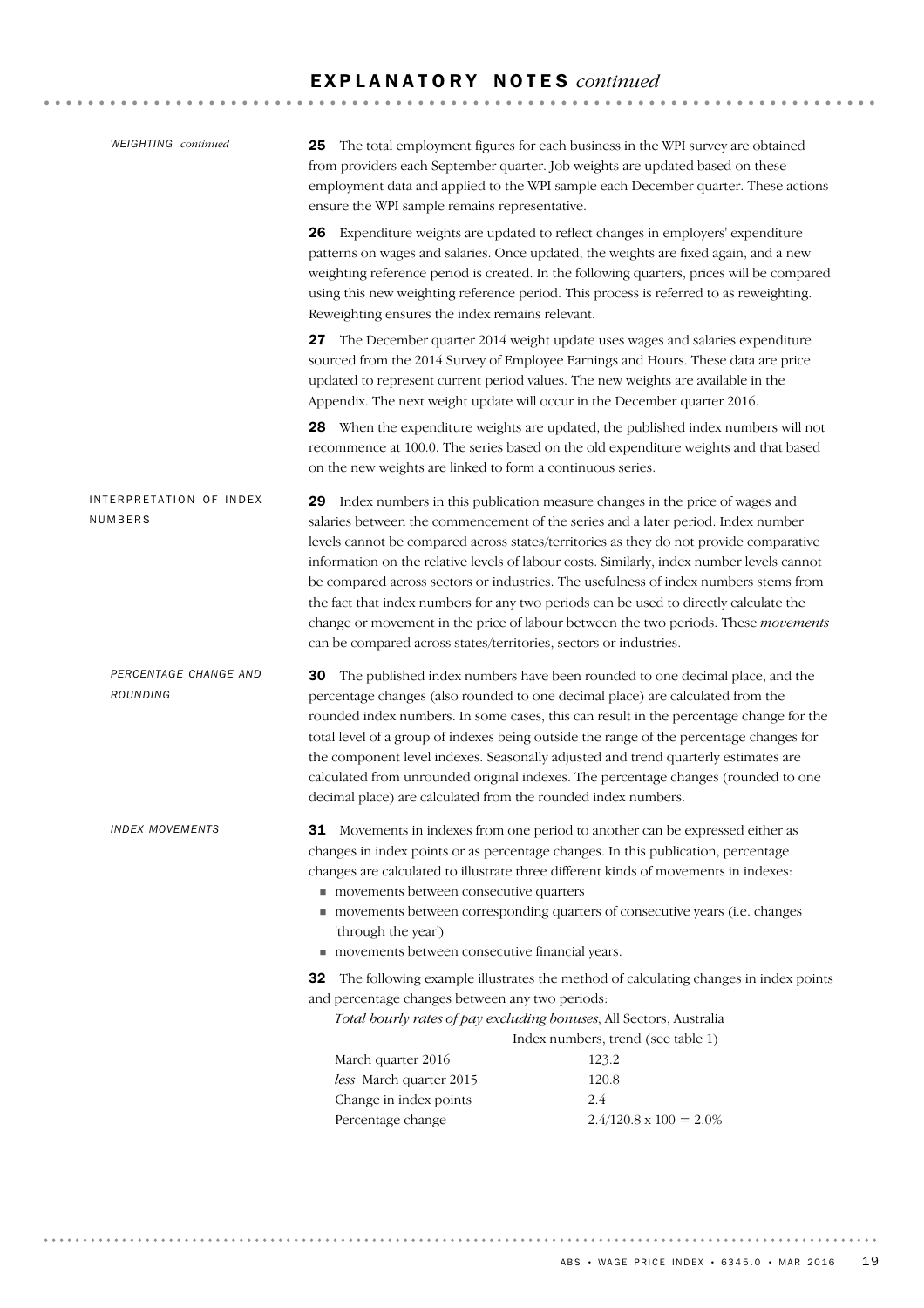## EXPLANATORY NOTES *continued*

*WEIGHTING continued*

**25** The total employment figures for each business in the WPI survey are obtained from providers each September quarter. Job weights are updated based on these employment data and applied to the WPI sample each December quarter. These actions ensure the WPI sample remains representative.

**26** Expenditure weights are updated to reflect changes in employers' expenditure patterns on wages and salaries. Once updated, the weights are fixed again, and a new weighting reference period is created. In the following quarters, prices will be compared using this new weighting reference period. This process is referred to as reweighting. Reweighting ensures the index remains relevant.

**27** The December quarter 2014 weight update uses wages and salaries expenditure sourced from the 2014 Survey of Employee Earnings and Hours. These data are price updated to represent current period values. The new weights are available in the Appendix. The next weight update will occur in the December quarter 2016.

**28** When the expenditure weights are updated, the published index numbers will not recommence at 100.0. The series based on the old expenditure weights and that based on the new weights are linked to form a continuous series.

### INTERPRETATION OF INDEX NUMBERS

**29** Index numbers in this publication measure changes in the price of wages and salaries between the commencement of the series and a later period. Index number levels cannot be compared across states/territories as they do not provide comparative information on the relative levels of labour costs. Similarly, index number levels cannot be compared across sectors or industries. The usefulness of index numbers stems from the fact that index numbers for any two periods can be used to directly calculate the change or movement in the price of labour between the two periods. These *movements* can be compared across states/territories, sectors or industries.

*PERCENTAGE CHANGE AND ROUNDING*

**30** The published index numbers have been rounded to one decimal place, and the percentage changes (also rounded to one decimal place) are calculated from the rounded index numbers. In some cases, this can result in the percentage change for the total level of a group of indexes being outside the range of the percentage changes for the component level indexes. Seasonally adjusted and trend quarterly estimates are calculated from unrounded original indexes. The percentage changes (rounded to one decimal place) are calculated from the rounded index numbers.

*INDEX MOVEMENTS*

**31** Movements in indexes from one period to another can be expressed either as changes in index points or as percentage changes. In this publication, percentage changes are calculated to illustrate three different kinds of movements in indexes:

- movements between consecutive quarters
- movements between corresponding quarters of consecutive years (i.e. changes 'through the year')
- movements between consecutive financial years.

**32** The following example illustrates the method of calculating changes in index points and percentage changes between any two periods:

*Total hourly rates of pay excluding bonuses*, All Sectors, Australia

| | Index numbers, trend (see table 1) |
|---|---|
| March quarter 2016 | 123.2 |
| *less* March quarter 2015 | 120.8 |
| Change in index points | 2.4 |
| Percentage change | $2.4/120.8 \times 100 = 2.0\%$ |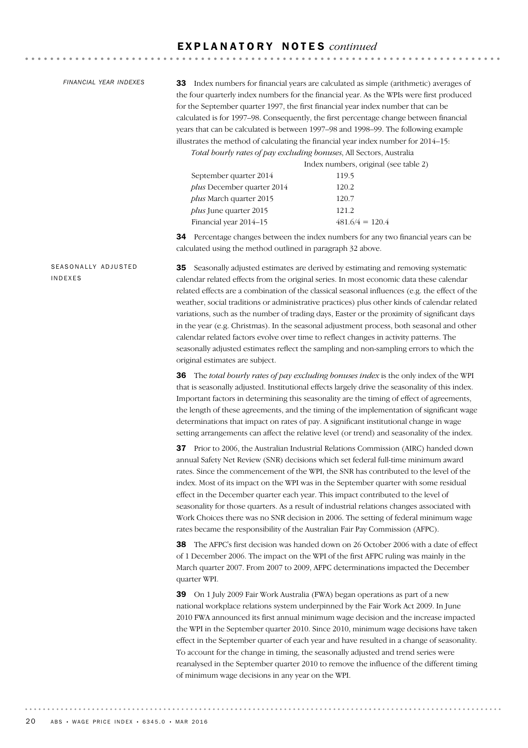## EXPLANATORY NOTES *continued*

### FINANCIAL YEAR INDEXES

**33** Index numbers for financial years are calculated as simple (arithmetic) averages of the four quarterly index numbers for the financial year. As the WPIs were first produced for the September quarter 1997, the first financial year index number that can be calculated is for 1997–98. Consequently, the first percentage change between financial years that can be calculated is between 1997–98 and 1998–99. The following example illustrates the method of calculating the financial year index number for 2014–15:

*Total hourly rates of pay excluding bonuses*, All Sectors, Australia

| | Index numbers, original (see table 2) |
|---|---|
| September quarter 2014 | 119.5 |
| *plus* December quarter 2014 | 120.2 |
| *plus* March quarter 2015 | 120.7 |
| *plus* June quarter 2015 | 121.2 |
| Financial year 2014–15 | 481.6/4 = 120.4 |

**34** Percentage changes between the index numbers for any two financial years can be calculated using the method outlined in paragraph 32 above.

### SEASONALLY ADJUSTED INDEXES

**35** Seasonally adjusted estimates are derived by estimating and removing systematic calendar related effects from the original series. In most economic data these calendar related effects are a combination of the classical seasonal influences (e.g. the effect of the weather, social traditions or administrative practices) plus other kinds of calendar related variations, such as the number of trading days, Easter or the proximity of significant days in the year (e.g. Christmas). In the seasonal adjustment process, both seasonal and other calendar related factors evolve over time to reflect changes in activity patterns. The seasonally adjusted estimates reflect the sampling and non-sampling errors to which the original estimates are subject.

**36** The *total hourly rates of pay excluding bonuses index* is the only index of the WPI that is seasonally adjusted. Institutional effects largely drive the seasonality of this index. Important factors in determining this seasonality are the timing of effect of agreements, the length of these agreements, and the timing of the implementation of significant wage determinations that impact on rates of pay. A significant institutional change in wage setting arrangements can affect the relative level (or trend) and seasonality of the index.

**37** Prior to 2006, the Australian Industrial Relations Commission (AIRC) handed down annual Safety Net Review (SNR) decisions which set federal full-time minimum award rates. Since the commencement of the WPI, the SNR has contributed to the level of the index. Most of its impact on the WPI was in the September quarter with some residual effect in the December quarter each year. This impact contributed to the level of seasonality for those quarters. As a result of industrial relations changes associated with Work Choices there was no SNR decision in 2006. The setting of federal minimum wage rates became the responsibility of the Australian Fair Pay Commission (AFPC).

**38** The AFPC's first decision was handed down on 26 October 2006 with a date of effect of 1 December 2006. The impact on the WPI of the first AFPC ruling was mainly in the March quarter 2007. From 2007 to 2009, AFPC determinations impacted the December quarter WPI.

**39** On 1 July 2009 Fair Work Australia (FWA) began operations as part of a new national workplace relations system underpinned by the Fair Work Act 2009. In June 2010 FWA announced its first annual minimum wage decision and the increase impacted the WPI in the September quarter 2010. Since 2010, minimum wage decisions have taken effect in the September quarter of each year and have resulted in a change of seasonality. To account for the change in timing, the seasonally adjusted and trend series were reanalysed in the September quarter 2010 to remove the influence of the different timing of minimum wage decisions in any year on the WPI.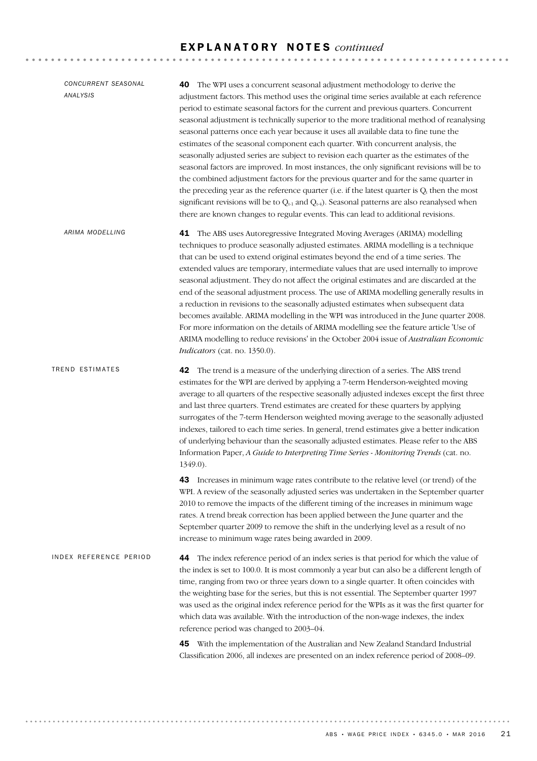## EXPLANATORY NOTES *continued*

### CONCURRENT SEASONAL ANALYSIS

**40** The WPI uses a concurrent seasonal adjustment methodology to derive the adjustment factors. This method uses the original time series available at each reference period to estimate seasonal factors for the current and previous quarters. Concurrent seasonal adjustment is technically superior to the more traditional method of reanalysing seasonal patterns once each year because it uses all available data to fine tune the estimates of the seasonal component each quarter. With concurrent analysis, the seasonally adjusted series are subject to revision each quarter as the estimates of the seasonal factors are improved. In most instances, the only significant revisions will be to the combined adjustment factors for the previous quarter and for the same quarter in the preceding year as the reference quarter (i.e. if the latest quarter is $Q_t$ then the most significant revisions will be to $Q_{t-1}$ and $Q_{t-4}$). Seasonal patterns are also reanalysed when there are known changes to regular events. This can lead to additional revisions.

### ARIMA MODELLING

**41** The ABS uses Autoregressive Integrated Moving Averages (ARIMA) modelling techniques to produce seasonally adjusted estimates. ARIMA modelling is a technique that can be used to extend original estimates beyond the end of a time series. The extended values are temporary, intermediate values that are used internally to improve seasonal adjustment. They do not affect the original estimates and are discarded at the end of the seasonal adjustment process. The use of ARIMA modelling generally results in a reduction in revisions to the seasonally adjusted estimates when subsequent data becomes available. ARIMA modelling in the WPI was introduced in the June quarter 2008. For more information on the details of ARIMA modelling see the feature article 'Use of ARIMA modelling to reduce revisions' in the October 2004 issue of *Australian Economic Indicators* (cat. no. 1350.0).

### TREND ESTIMATES

**42** The trend is a measure of the underlying direction of a series. The ABS trend estimates for the WPI are derived by applying a 7-term Henderson-weighted moving average to all quarters of the respective seasonally adjusted indexes except the first three and last three quarters. Trend estimates are created for these quarters by applying surrogates of the 7-term Henderson weighted moving average to the seasonally adjusted indexes, tailored to each time series. In general, trend estimates give a better indication of underlying behaviour than the seasonally adjusted estimates. Please refer to the ABS Information Paper, *A Guide to Interpreting Time Series - Monitoring Trends* (cat. no. 1349.0).

**43** Increases in minimum wage rates contribute to the relative level (or trend) of the WPI. A review of the seasonally adjusted series was undertaken in the September quarter 2010 to remove the impacts of the different timing of the increases in minimum wage rates. A trend break correction has been applied between the June quarter and the September quarter 2009 to remove the shift in the underlying level as a result of no increase to minimum wage rates being awarded in 2009.

### INDEX REFERENCE PERIOD

**44** The index reference period of an index series is that period for which the value of the index is set to 100.0. It is most commonly a year but can also be a different length of time, ranging from two or three years down to a single quarter. It often coincides with the weighting base for the series, but this is not essential. The September quarter 1997 was used as the original index reference period for the WPIs as it was the first quarter for which data was available. With the introduction of the non-wage indexes, the index reference period was changed to 2003–04.

**45** With the implementation of the Australian and New Zealand Standard Industrial Classification 2006, all indexes are presented on an index reference period of 2008–09.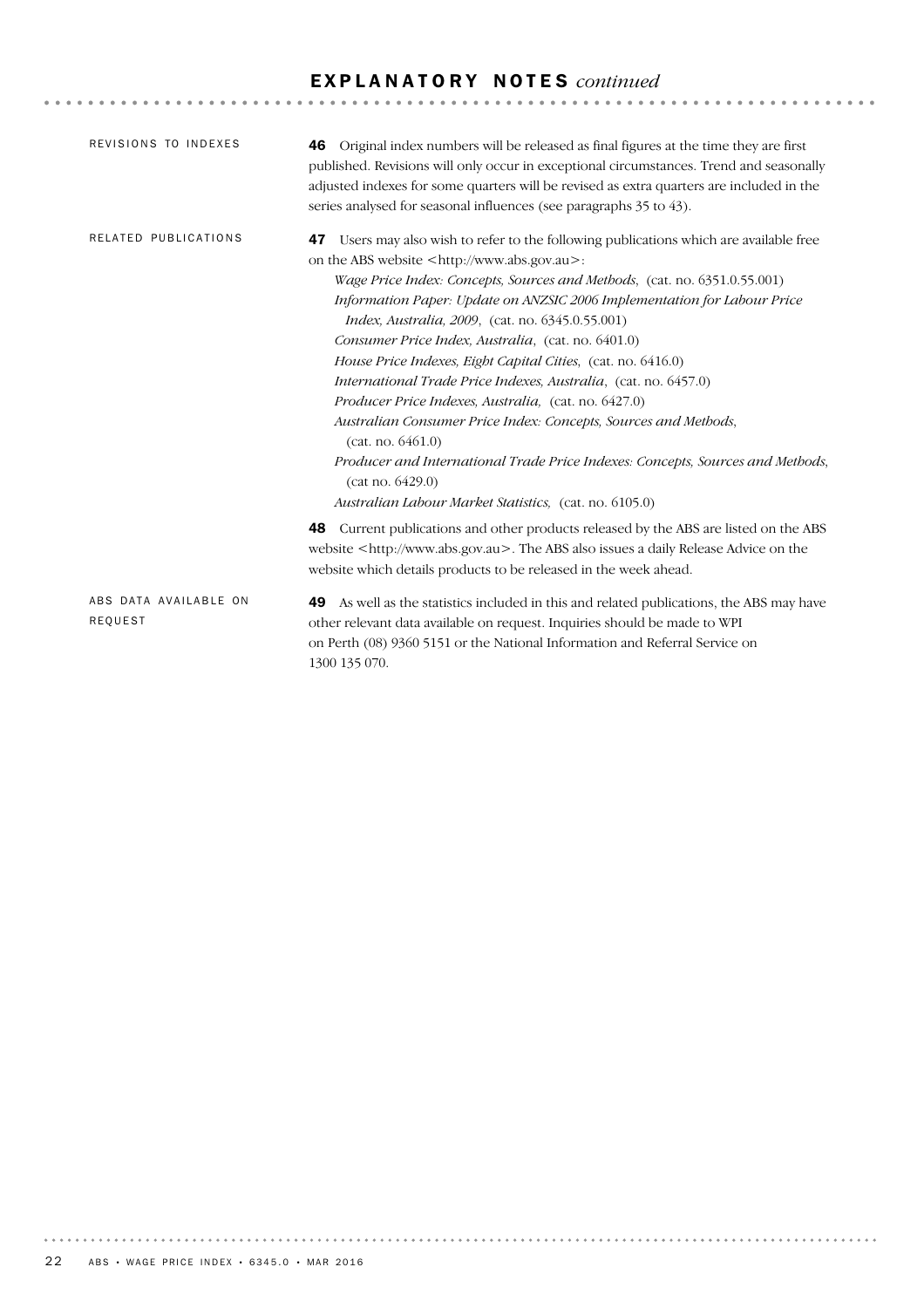# EXPLANATORY NOTES *continued*

### REVISIONS TO INDEXES

**46** Original index numbers will be released as final figures at the time they are first published. Revisions will only occur in exceptional circumstances. Trend and seasonally adjusted indexes for some quarters will be revised as extra quarters are included in the series analysed for seasonal influences (see paragraphs 35 to 43).

### RELATED PUBLICATIONS

**47** Users may also wish to refer to the following publications which are available free on the ABS website <http://www.abs.gov.au>:

*Wage Price Index: Concepts, Sources and Methods*, (cat. no. 6351.0.55.001)
*Information Paper: Update on ANZSIC 2006 Implementation for Labour Price Index, Australia, 2009*, (cat. no. 6345.0.55.001)
*Consumer Price Index, Australia*, (cat. no. 6401.0)
*House Price Indexes, Eight Capital Cities*, (cat. no. 6416.0)
*International Trade Price Indexes, Australia*, (cat. no. 6457.0)
*Producer Price Indexes, Australia,* (cat. no. 6427.0)
*Australian Consumer Price Index: Concepts, Sources and Methods*, (cat. no. 6461.0)
*Producer and International Trade Price Indexes: Concepts, Sources and Methods*, (cat no. 6429.0)
*Australian Labour Market Statistics,* (cat. no. 6105.0)

**48** Current publications and other products released by the ABS are listed on the ABS website <http://www.abs.gov.au>. The ABS also issues a daily Release Advice on the website which details products to be released in the week ahead.

### ABS DATA AVAILABLE ON REQUEST

**49** As well as the statistics included in this and related publications, the ABS may have other relevant data available on request. Inquiries should be made to WPI on Perth (08) 9360 5151 or the National Information and Referral Service on 1300 135 070.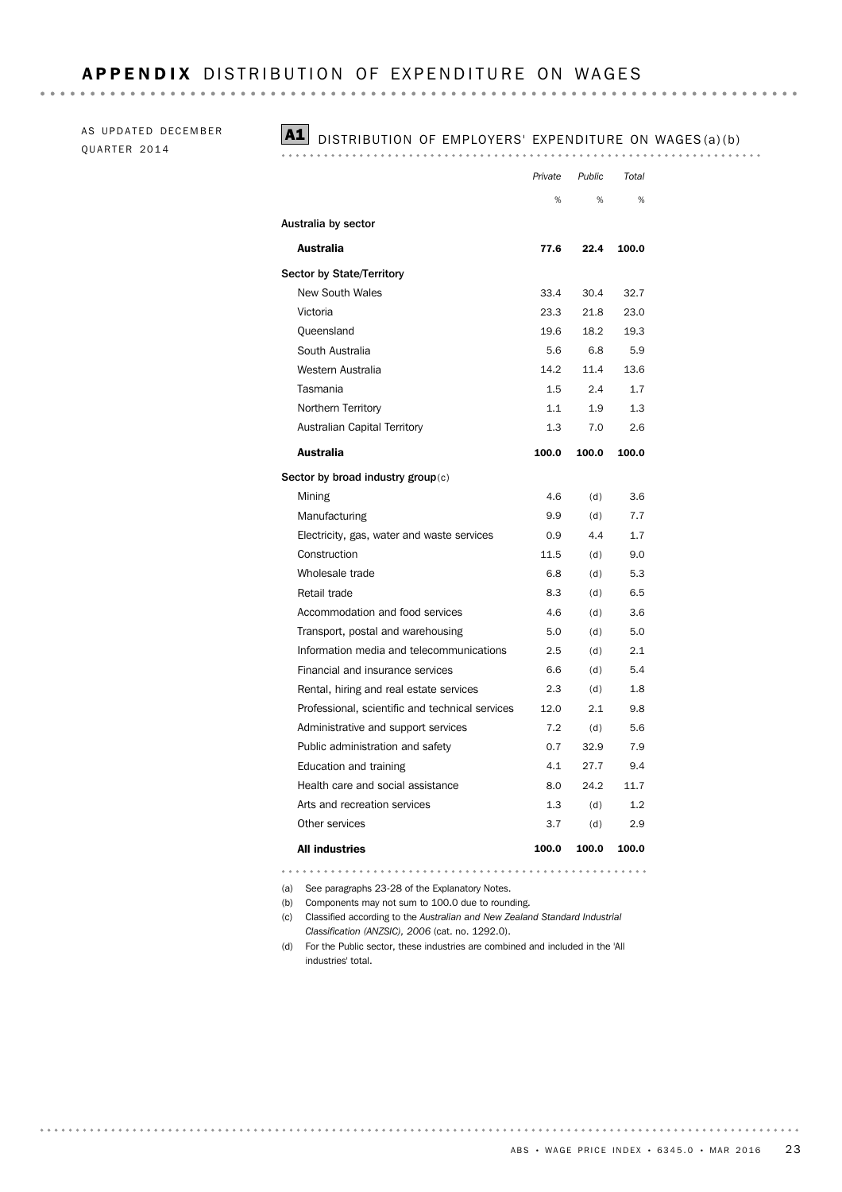# APPENDIX DISTRIBUTION OF EXPENDITURE ON WAGES

AS UPDATED DECEMBER QUARTER 2014

## A1 DISTRIBUTION OF EMPLOYERS' EXPENDITURE ON WAGES(a)(b)

| | Private | Public | Total |
|---|---|---|---|
| | % | % | % |
| **Australia by sector** | | | |
| **Australia** | **77.6** | **22.4** | **100.0** |
| **Sector by State/Territory** | | | |
| New South Wales | 33.4 | 30.4 | 32.7 |
| Victoria | 23.3 | 21.8 | 23.0 |
| Queensland | 19.6 | 18.2 | 19.3 |
| South Australia | 5.6 | 6.8 | 5.9 |
| Western Australia | 14.2 | 11.4 | 13.6 |
| Tasmania | 1.5 | 2.4 | 1.7 |
| Northern Territory | 1.1 | 1.9 | 1.3 |
| Australian Capital Territory | 1.3 | 7.0 | 2.6 |
| **Australia** | **100.0** | **100.0** | **100.0** |
| **Sector by broad industry group**(c) | | | |
| Mining | 4.6 | (d) | 3.6 |
| Manufacturing | 9.9 | (d) | 7.7 |
| Electricity, gas, water and waste services | 0.9 | 4.4 | 1.7 |
| Construction | 11.5 | (d) | 9.0 |
| Wholesale trade | 6.8 | (d) | 5.3 |
| Retail trade | 8.3 | (d) | 6.5 |
| Accommodation and food services | 4.6 | (d) | 3.6 |
| Transport, postal and warehousing | 5.0 | (d) | 5.0 |
| Information media and telecommunications | 2.5 | (d) | 2.1 |
| Financial and insurance services | 6.6 | (d) | 5.4 |
| Rental, hiring and real estate services | 2.3 | (d) | 1.8 |
| Professional, scientific and technical services | 12.0 | 2.1 | 9.8 |
| Administrative and support services | 7.2 | (d) | 5.6 |
| Public administration and safety | 0.7 | 32.9 | 7.9 |
| Education and training | 4.1 | 27.7 | 9.4 |
| Health care and social assistance | 8.0 | 24.2 | 11.7 |
| Arts and recreation services | 1.3 | (d) | 1.2 |
| Other services | 3.7 | (d) | 2.9 |
| **All industries** | **100.0** | **100.0** | **100.0** |

(a) See paragraphs 23-28 of the Explanatory Notes.

(b) Components may not sum to 100.0 due to rounding.

(c) Classified according to the *Australian and New Zealand Standard Industrial Classification (ANZSIC), 2006* (cat. no. 1292.0).

(d) For the Public sector, these industries are combined and included in the 'All industries' total.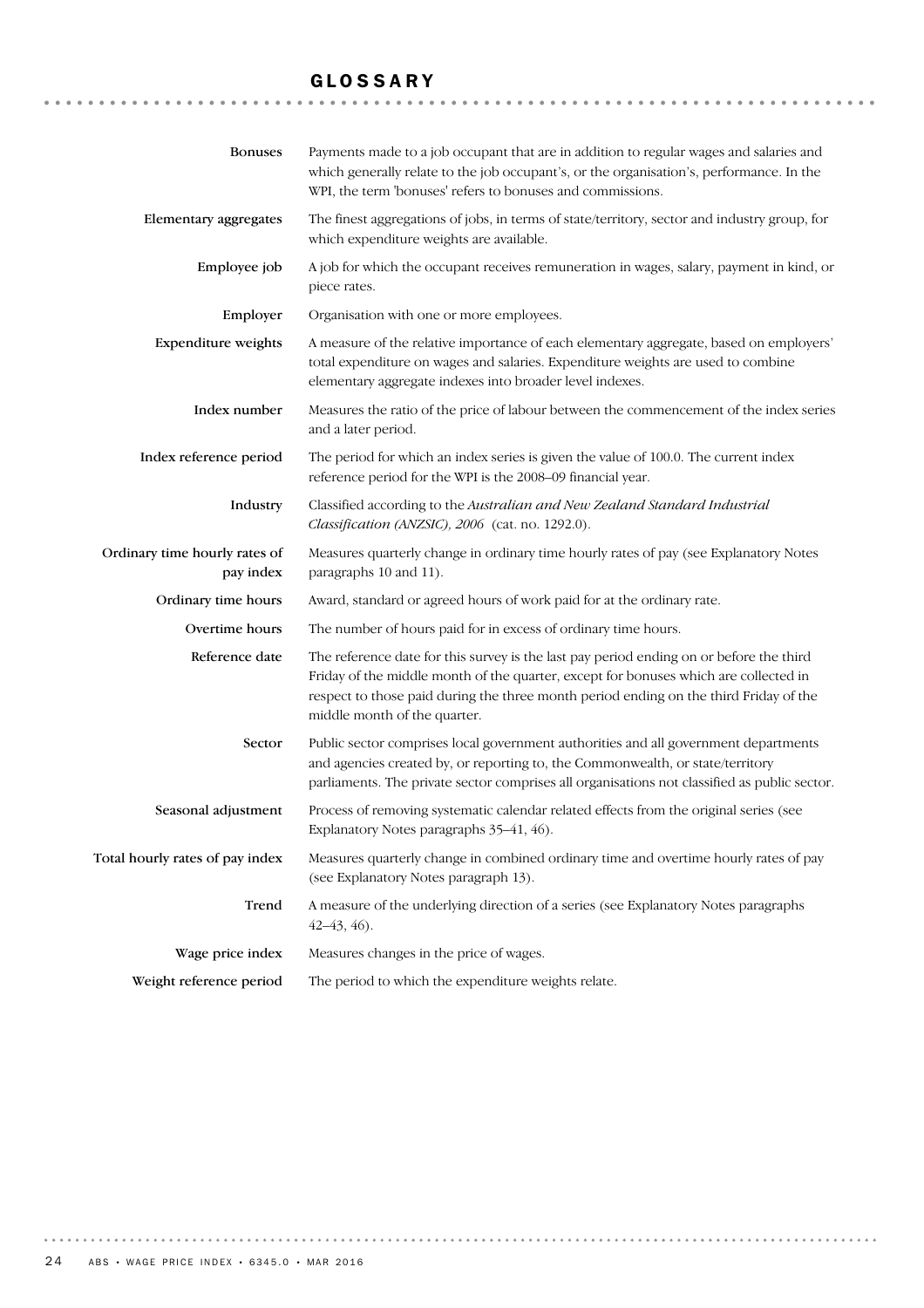# GLOSSARY

**Bonuses**
Payments made to a job occupant that are in addition to regular wages and salaries and which generally relate to the job occupant's, or the organisation's, performance. In the WPI, the term 'bonuses' refers to bonuses and commissions.

**Elementary aggregates**
The finest aggregations of jobs, in terms of state/territory, sector and industry group, for which expenditure weights are available.

**Employee job**
A job for which the occupant receives remuneration in wages, salary, payment in kind, or piece rates.

**Employer**
Organisation with one or more employees.

**Expenditure weights**
A measure of the relative importance of each elementary aggregate, based on employers' total expenditure on wages and salaries. Expenditure weights are used to combine elementary aggregate indexes into broader level indexes.

**Index number**
Measures the ratio of the price of labour between the commencement of the index series and a later period.

**Index reference period**
The period for which an index series is given the value of 100.0. The current index reference period for the WPI is the 2008–09 financial year.

**Industry**
Classified according to the *Australian and New Zealand Standard Industrial Classification (ANZSIC), 2006* (cat. no. 1292.0).

**Ordinary time hourly rates of pay index**
Measures quarterly change in ordinary time hourly rates of pay (see Explanatory Notes paragraphs 10 and 11).

**Ordinary time hours**
Award, standard or agreed hours of work paid for at the ordinary rate.

**Overtime hours**
The number of hours paid for in excess of ordinary time hours.

**Reference date**
The reference date for this survey is the last pay period ending on or before the third Friday of the middle month of the quarter, except for bonuses which are collected in respect to those paid during the three month period ending on the third Friday of the middle month of the quarter.

**Sector**
Public sector comprises local government authorities and all government departments and agencies created by, or reporting to, the Commonwealth, or state/territory parliaments. The private sector comprises all organisations not classified as public sector.

**Seasonal adjustment**
Process of removing systematic calendar related effects from the original series (see Explanatory Notes paragraphs 35–41, 46).

**Total hourly rates of pay index**
Measures quarterly change in combined ordinary time and overtime hourly rates of pay (see Explanatory Notes paragraph 13).

**Trend**
A measure of the underlying direction of a series (see Explanatory Notes paragraphs 42–43, 46).

**Wage price index**
Measures changes in the price of wages.

**Weight reference period**
The period to which the expenditure weights relate.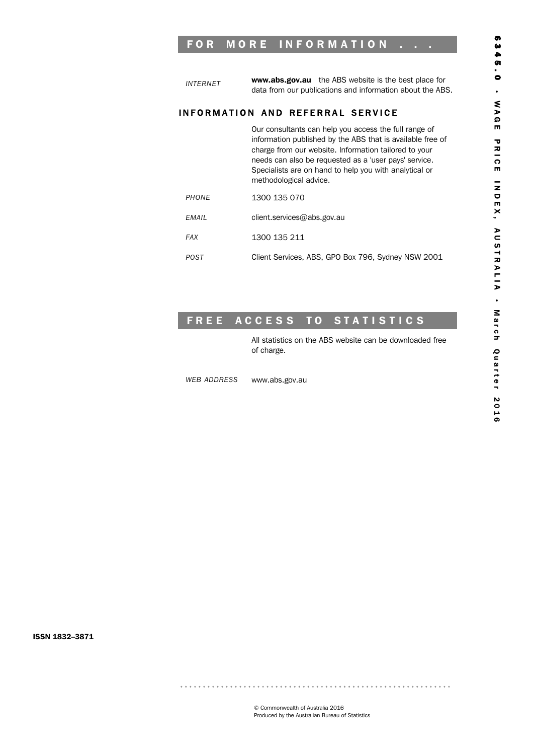## FOR MORE INFORMATION . . .

*INTERNET* **www.abs.gov.au** the ABS website is the best place for data from our publications and information about the ABS.

### INFORMATION AND REFERRAL SERVICE

Our consultants can help you access the full range of information published by the ABS that is available free of charge from our website. Information tailored to your needs can also be requested as a 'user pays' service. Specialists are on hand to help you with analytical or methodological advice.

*PHONE* 1300 135 070

*EMAIL* client.services@abs.gov.au

*FAX* 1300 135 211

*POST* Client Services, ABS, GPO Box 796, Sydney NSW 2001

## FREE ACCESS TO STATISTICS

All statistics on the ABS website can be downloaded free of charge.

*WEB ADDRESS* www.abs.gov.au

**ISSN 1832–3871**

© Commonwealth of Australia 2016
Produced by the Australian Bureau of Statistics